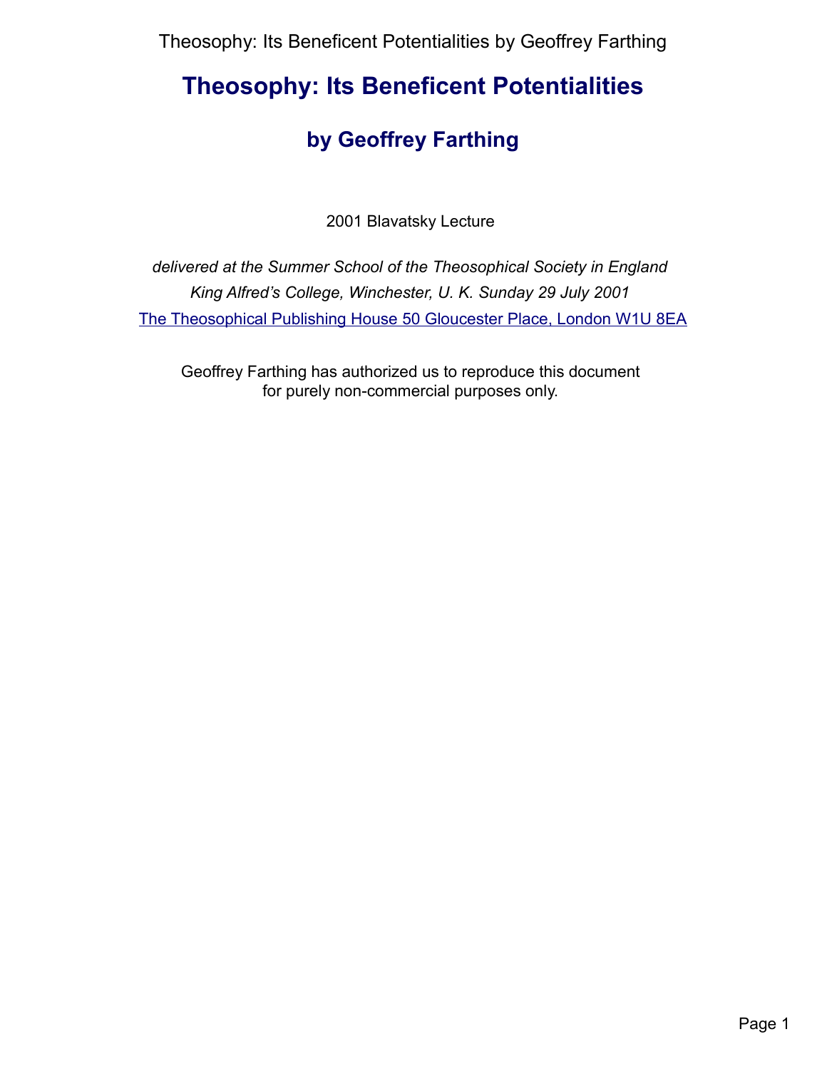# Theosophy: Its Beneficent Potentialities

## by Geoffrey Farthing

2001 Blavatsky Lecture

*delivered at the Summer School of the Theosophical Society in England*
*King Alfred's College, Winchester, U. K. Sunday 29 July 2001*

The Theosophical Publishing House 50 Gloucester Place, London W1U 8EA

Geoffrey Farthing has authorized us to reproduce this document for purely non-commercial purposes only.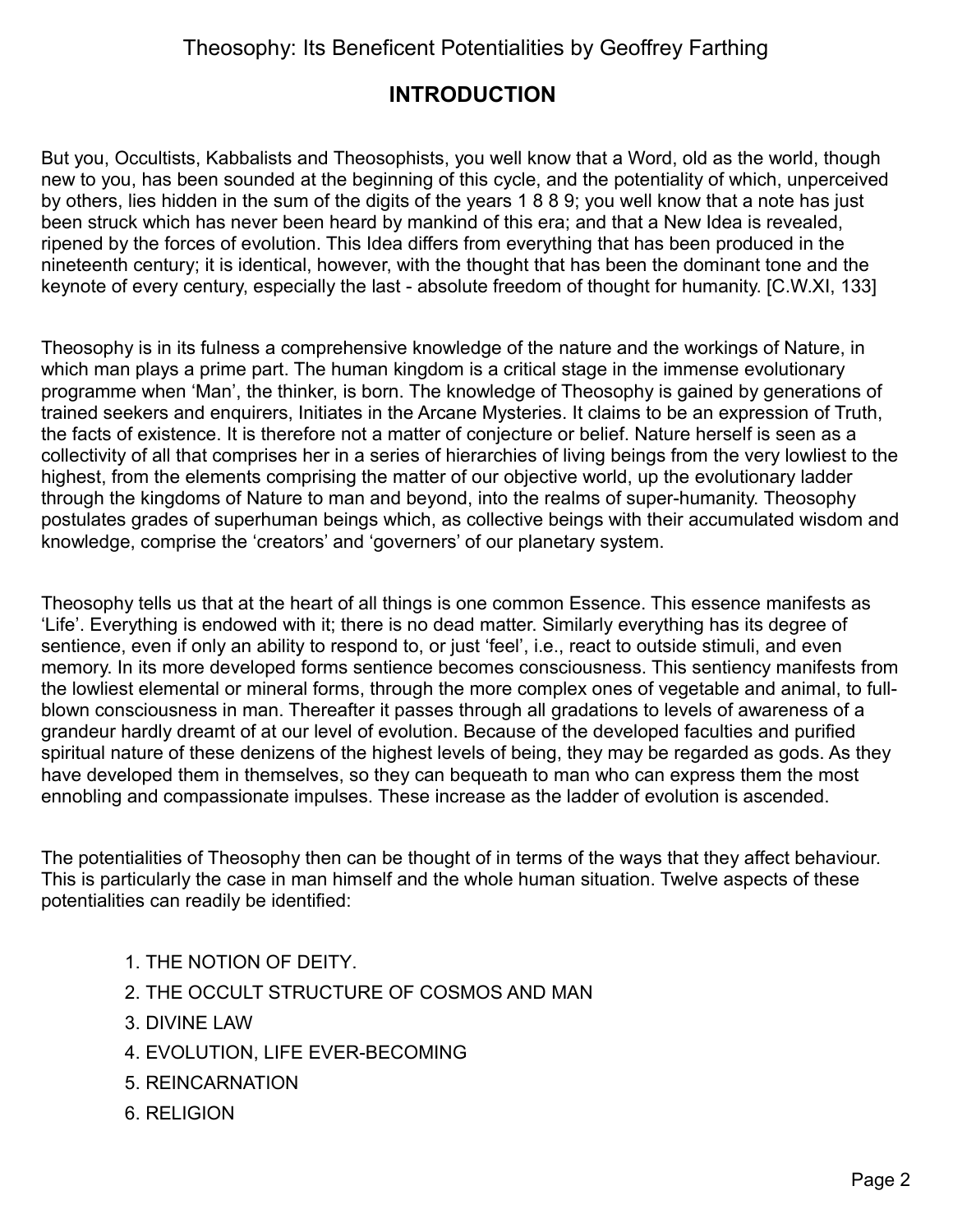## INTRODUCTION

But you, Occultists, Kabbalists and Theosophists, you well know that a Word, old as the world, though new to you, has been sounded at the beginning of this cycle, and the potentiality of which, unperceived by others, lies hidden in the sum of the digits of the years 1 8 8 9; you well know that a note has just been struck which has never been heard by mankind of this era; and that a New Idea is revealed, ripened by the forces of evolution. This Idea differs from everything that has been produced in the nineteenth century; it is identical, however, with the thought that has been the dominant tone and the keynote of every century, especially the last - absolute freedom of thought for humanity. [C.W.XI, 133]

Theosophy is in its fulness a comprehensive knowledge of the nature and the workings of Nature, in which man plays a prime part. The human kingdom is a critical stage in the immense evolutionary programme when 'Man', the thinker, is born. The knowledge of Theosophy is gained by generations of trained seekers and enquirers, Initiates in the Arcane Mysteries. It claims to be an expression of Truth, the facts of existence. It is therefore not a matter of conjecture or belief. Nature herself is seen as a collectivity of all that comprises her in a series of hierarchies of living beings from the very lowliest to the highest, from the elements comprising the matter of our objective world, up the evolutionary ladder through the kingdoms of Nature to man and beyond, into the realms of super-humanity. Theosophy postulates grades of superhuman beings which, as collective beings with their accumulated wisdom and knowledge, comprise the 'creators' and 'governers' of our planetary system.

Theosophy tells us that at the heart of all things is one common Essence. This essence manifests as 'Life'. Everything is endowed with it; there is no dead matter. Similarly everything has its degree of sentience, even if only an ability to respond to, or just 'feel', i.e., react to outside stimuli, and even memory. In its more developed forms sentience becomes consciousness. This sentiency manifests from the lowliest elemental or mineral forms, through the more complex ones of vegetable and animal, to full-blown consciousness in man. Thereafter it passes through all gradations to levels of awareness of a grandeur hardly dreamt of at our level of evolution. Because of the developed faculties and purified spiritual nature of these denizens of the highest levels of being, they may be regarded as gods. As they have developed them in themselves, so they can bequeath to man who can express them the most ennobling and compassionate impulses. These increase as the ladder of evolution is ascended.

The potentialities of Theosophy then can be thought of in terms of the ways that they affect behaviour. This is particularly the case in man himself and the whole human situation. Twelve aspects of these potentialities can readily be identified:

1. THE NOTION OF DEITY.
2. THE OCCULT STRUCTURE OF COSMOS AND MAN
3. DIVINE LAW
4. EVOLUTION, LIFE EVER-BECOMING
5. REINCARNATION
6. RELIGION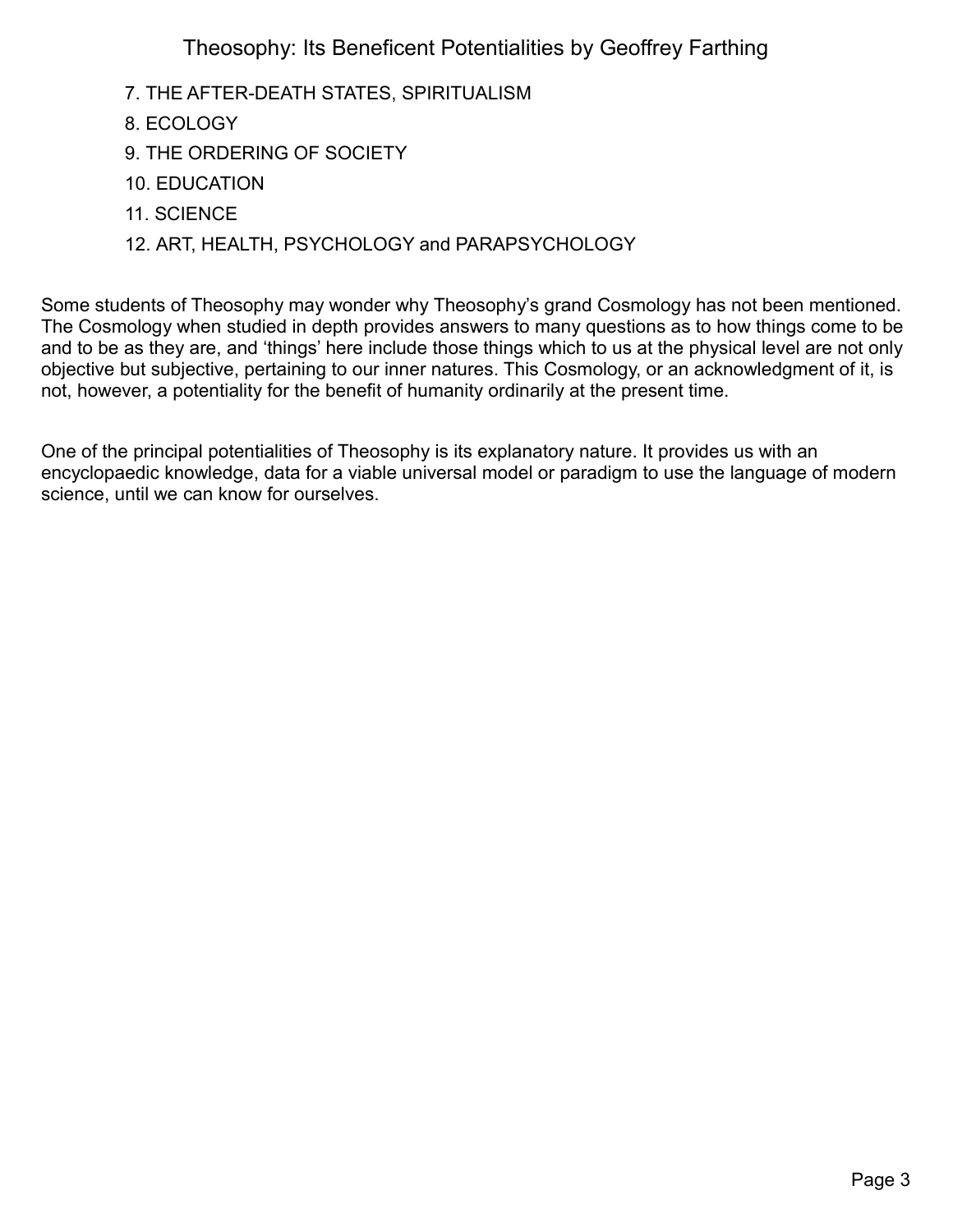7. THE AFTER-DEATH STATES, SPIRITUALISM
8. ECOLOGY
9. THE ORDERING OF SOCIETY
10. EDUCATION
11. SCIENCE
12. ART, HEALTH, PSYCHOLOGY and PARAPSYCHOLOGY

Some students of Theosophy may wonder why Theosophy's grand Cosmology has not been mentioned. The Cosmology when studied in depth provides answers to many questions as to how things come to be and to be as they are, and 'things' here include those things which to us at the physical level are not only objective but subjective, pertaining to our inner natures. This Cosmology, or an acknowledgment of it, is not, however, a potentiality for the benefit of humanity ordinarily at the present time.

One of the principal potentialities of Theosophy is its explanatory nature. It provides us with an encyclopaedic knowledge, data for a viable universal model or paradigm to use the language of modern science, until we can know for ourselves.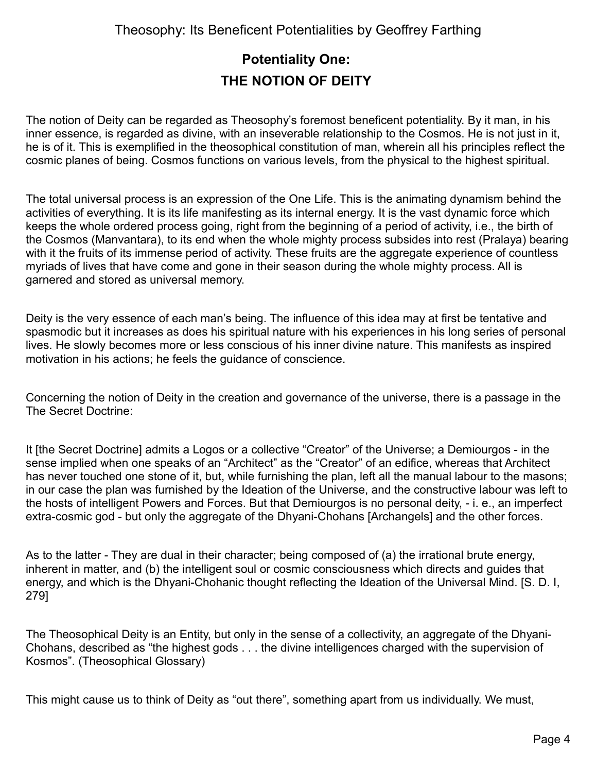## Potentiality One:
## THE NOTION OF DEITY

The notion of Deity can be regarded as Theosophy's foremost beneficent potentiality. By it man, in his inner essence, is regarded as divine, with an inseverable relationship to the Cosmos. He is not just in it, he is of it. This is exemplified in the theosophical constitution of man, wherein all his principles reflect the cosmic planes of being. Cosmos functions on various levels, from the physical to the highest spiritual.

The total universal process is an expression of the One Life. This is the animating dynamism behind the activities of everything. It is its life manifesting as its internal energy. It is the vast dynamic force which keeps the whole ordered process going, right from the beginning of a period of activity, i.e., the birth of the Cosmos (Manvantara), to its end when the whole mighty process subsides into rest (Pralaya) bearing with it the fruits of its immense period of activity. These fruits are the aggregate experience of countless myriads of lives that have come and gone in their season during the whole mighty process. All is garnered and stored as universal memory.

Deity is the very essence of each man's being. The influence of this idea may at first be tentative and spasmodic but it increases as does his spiritual nature with his experiences in his long series of personal lives. He slowly becomes more or less conscious of his inner divine nature. This manifests as inspired motivation in his actions; he feels the guidance of conscience.

Concerning the notion of Deity in the creation and governance of the universe, there is a passage in the The Secret Doctrine:

It [the Secret Doctrine] admits a Logos or a collective "Creator" of the Universe; a Demiourgos - in the sense implied when one speaks of an "Architect" as the "Creator" of an edifice, whereas that Architect has never touched one stone of it, but, while furnishing the plan, left all the manual labour to the masons; in our case the plan was furnished by the Ideation of the Universe, and the constructive labour was left to the hosts of intelligent Powers and Forces. But that Demiourgos is no personal deity, - i. e., an imperfect extra-cosmic god - but only the aggregate of the Dhyani-Chohans [Archangels] and the other forces.

As to the latter - They are dual in their character; being composed of (a) the irrational brute energy, inherent in matter, and (b) the intelligent soul or cosmic consciousness which directs and guides that energy, and which is the Dhyani-Chohanic thought reflecting the Ideation of the Universal Mind. [S. D. I, 279]

The Theosophical Deity is an Entity, but only in the sense of a collectivity, an aggregate of the Dhyani-Chohans, described as "the highest gods . . . the divine intelligences charged with the supervision of Kosmos". (Theosophical Glossary)

This might cause us to think of Deity as "out there", something apart from us individually. We must,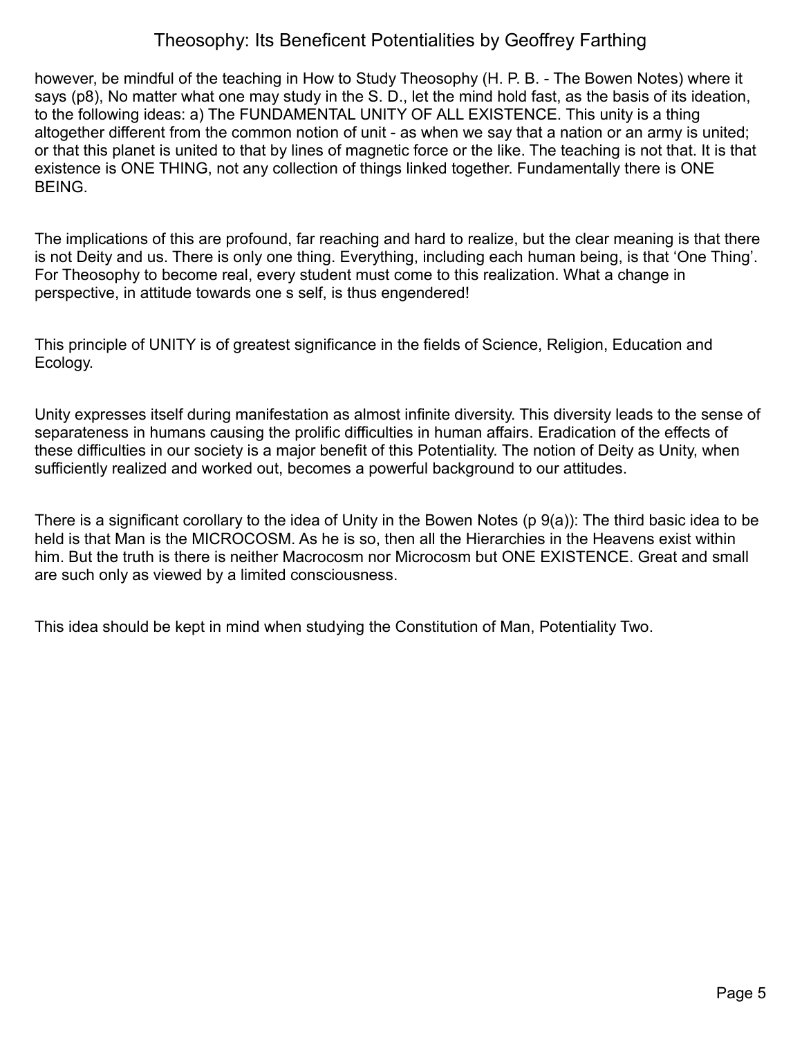however, be mindful of the teaching in How to Study Theosophy (H. P. B. - The Bowen Notes) where it says (p8), No matter what one may study in the S. D., let the mind hold fast, as the basis of its ideation, to the following ideas: a) The FUNDAMENTAL UNITY OF ALL EXISTENCE. This unity is a thing altogether different from the common notion of unit - as when we say that a nation or an army is united; or that this planet is united to that by lines of magnetic force or the like. The teaching is not that. It is that existence is ONE THING, not any collection of things linked together. Fundamentally there is ONE BEING.

The implications of this are profound, far reaching and hard to realize, but the clear meaning is that there is not Deity and us. There is only one thing. Everything, including each human being, is that 'One Thing'. For Theosophy to become real, every student must come to this realization. What a change in perspective, in attitude towards one s self, is thus engendered!

This principle of UNITY is of greatest significance in the fields of Science, Religion, Education and Ecology.

Unity expresses itself during manifestation as almost infinite diversity. This diversity leads to the sense of separateness in humans causing the prolific difficulties in human affairs. Eradication of the effects of these difficulties in our society is a major benefit of this Potentiality. The notion of Deity as Unity, when sufficiently realized and worked out, becomes a powerful background to our attitudes.

There is a significant corollary to the idea of Unity in the Bowen Notes (p 9(a)): The third basic idea to be held is that Man is the MICROCOSM. As he is so, then all the Hierarchies in the Heavens exist within him. But the truth is there is neither Macrocosm nor Microcosm but ONE EXISTENCE. Great and small are such only as viewed by a limited consciousness.

This idea should be kept in mind when studying the Constitution of Man, Potentiality Two.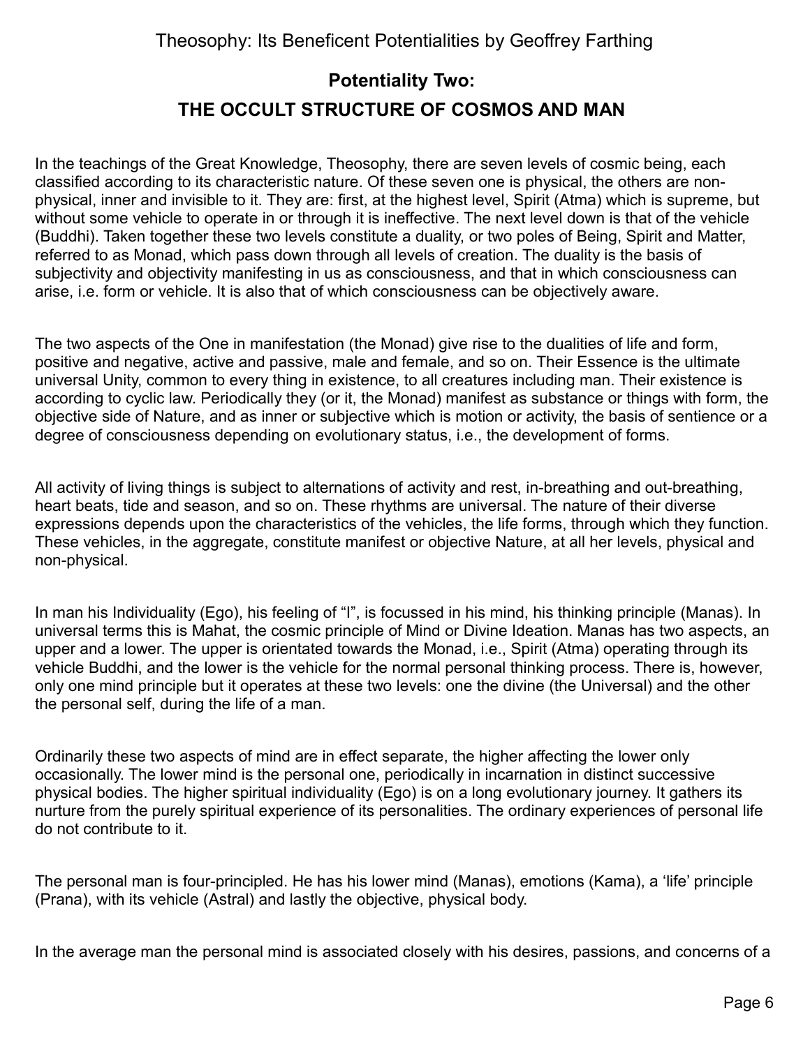## Potentiality Two:

## THE OCCULT STRUCTURE OF COSMOS AND MAN

In the teachings of the Great Knowledge, Theosophy, there are seven levels of cosmic being, each classified according to its characteristic nature. Of these seven one is physical, the others are non-physical, inner and invisible to it. They are: first, at the highest level, Spirit (Atma) which is supreme, but without some vehicle to operate in or through it is ineffective. The next level down is that of the vehicle (Buddhi). Taken together these two levels constitute a duality, or two poles of Being, Spirit and Matter, referred to as Monad, which pass down through all levels of creation. The duality is the basis of subjectivity and objectivity manifesting in us as consciousness, and that in which consciousness can arise, i.e. form or vehicle. It is also that of which consciousness can be objectively aware.

The two aspects of the One in manifestation (the Monad) give rise to the dualities of life and form, positive and negative, active and passive, male and female, and so on. Their Essence is the ultimate universal Unity, common to every thing in existence, to all creatures including man. Their existence is according to cyclic law. Periodically they (or it, the Monad) manifest as substance or things with form, the objective side of Nature, and as inner or subjective which is motion or activity, the basis of sentience or a degree of consciousness depending on evolutionary status, i.e., the development of forms.

All activity of living things is subject to alternations of activity and rest, in-breathing and out-breathing, heart beats, tide and season, and so on. These rhythms are universal. The nature of their diverse expressions depends upon the characteristics of the vehicles, the life forms, through which they function. These vehicles, in the aggregate, constitute manifest or objective Nature, at all her levels, physical and non-physical.

In man his Individuality (Ego), his feeling of "I", is focussed in his mind, his thinking principle (Manas). In universal terms this is Mahat, the cosmic principle of Mind or Divine Ideation. Manas has two aspects, an upper and a lower. The upper is orientated towards the Monad, i.e., Spirit (Atma) operating through its vehicle Buddhi, and the lower is the vehicle for the normal personal thinking process. There is, however, only one mind principle but it operates at these two levels: one the divine (the Universal) and the other the personal self, during the life of a man.

Ordinarily these two aspects of mind are in effect separate, the higher affecting the lower only occasionally. The lower mind is the personal one, periodically in incarnation in distinct successive physical bodies. The higher spiritual individuality (Ego) is on a long evolutionary journey. It gathers its nurture from the purely spiritual experience of its personalities. The ordinary experiences of personal life do not contribute to it.

The personal man is four-principled. He has his lower mind (Manas), emotions (Kama), a 'life' principle (Prana), with its vehicle (Astral) and lastly the objective, physical body.

In the average man the personal mind is associated closely with his desires, passions, and concerns of a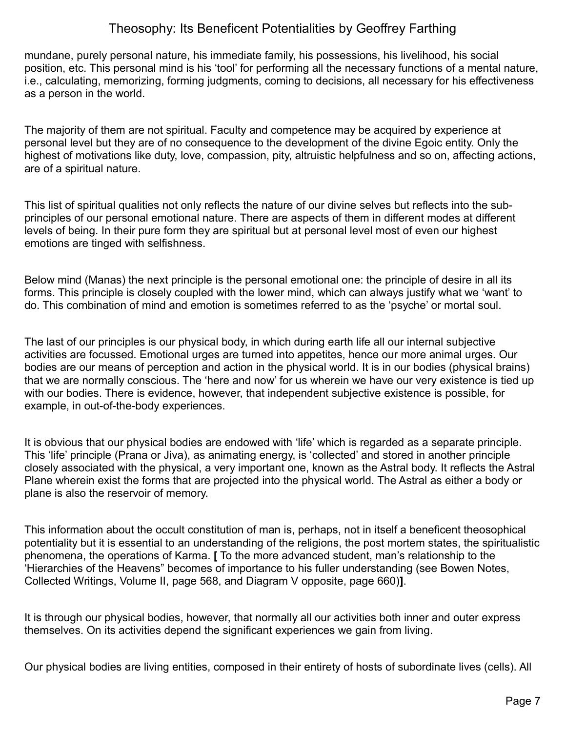mundane, purely personal nature, his immediate family, his possessions, his livelihood, his social position, etc. This personal mind is his 'tool' for performing all the necessary functions of a mental nature, i.e., calculating, memorizing, forming judgments, coming to decisions, all necessary for his effectiveness as a person in the world.

The majority of them are not spiritual. Faculty and competence may be acquired by experience at personal level but they are of no consequence to the development of the divine Egoic entity. Only the highest of motivations like duty, love, compassion, pity, altruistic helpfulness and so on, affecting actions, are of a spiritual nature.

This list of spiritual qualities not only reflects the nature of our divine selves but reflects into the sub-principles of our personal emotional nature. There are aspects of them in different modes at different levels of being. In their pure form they are spiritual but at personal level most of even our highest emotions are tinged with selfishness.

Below mind (Manas) the next principle is the personal emotional one: the principle of desire in all its forms. This principle is closely coupled with the lower mind, which can always justify what we 'want' to do. This combination of mind and emotion is sometimes referred to as the 'psyche' or mortal soul.

The last of our principles is our physical body, in which during earth life all our internal subjective activities are focussed. Emotional urges are turned into appetites, hence our more animal urges. Our bodies are our means of perception and action in the physical world. It is in our bodies (physical brains) that we are normally conscious. The 'here and now' for us wherein we have our very existence is tied up with our bodies. There is evidence, however, that independent subjective existence is possible, for example, in out-of-the-body experiences.

It is obvious that our physical bodies are endowed with 'life' which is regarded as a separate principle. This 'life' principle (Prana or Jiva), as animating energy, is 'collected' and stored in another principle closely associated with the physical, a very important one, known as the Astral body. It reflects the Astral Plane wherein exist the forms that are projected into the physical world. The Astral as either a body or plane is also the reservoir of memory.

This information about the occult constitution of man is, perhaps, not in itself a beneficent theosophical potentiality but it is essential to an understanding of the religions, the post mortem states, the spiritualistic phenomena, the operations of Karma. **[** To the more advanced student, man's relationship to the 'Hierarchies of the Heavens" becomes of importance to his fuller understanding (see Bowen Notes, Collected Writings, Volume II, page 568, and Diagram V opposite, page 660)**]**.

It is through our physical bodies, however, that normally all our activities both inner and outer express themselves. On its activities depend the significant experiences we gain from living.

Our physical bodies are living entities, composed in their entirety of hosts of subordinate lives (cells). All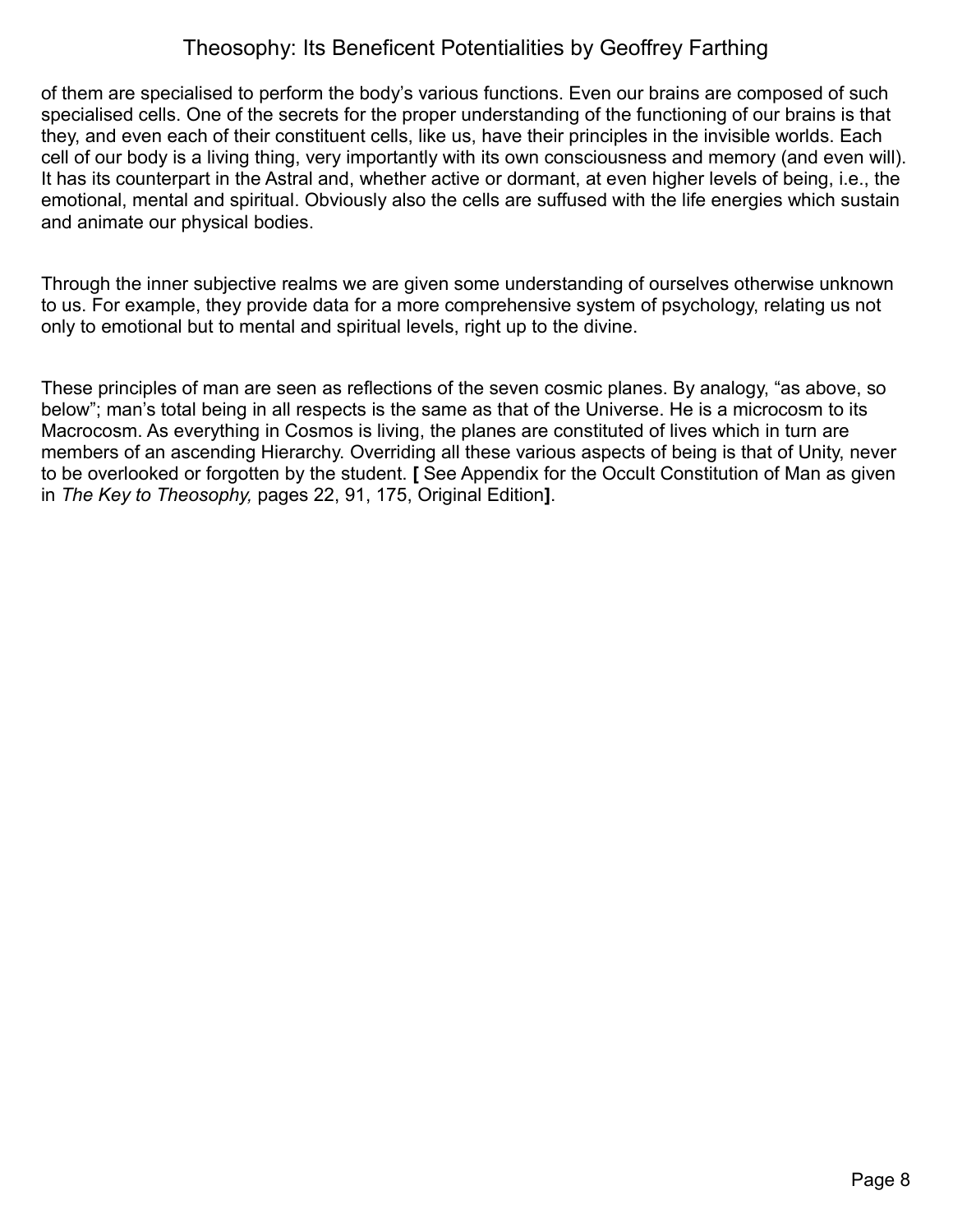of them are specialised to perform the body's various functions. Even our brains are composed of such specialised cells. One of the secrets for the proper understanding of the functioning of our brains is that they, and even each of their constituent cells, like us, have their principles in the invisible worlds. Each cell of our body is a living thing, very importantly with its own consciousness and memory (and even will). It has its counterpart in the Astral and, whether active or dormant, at even higher levels of being, i.e., the emotional, mental and spiritual. Obviously also the cells are suffused with the life energies which sustain and animate our physical bodies.

Through the inner subjective realms we are given some understanding of ourselves otherwise unknown to us. For example, they provide data for a more comprehensive system of psychology, relating us not only to emotional but to mental and spiritual levels, right up to the divine.

These principles of man are seen as reflections of the seven cosmic planes. By analogy, "as above, so below"; man's total being in all respects is the same as that of the Universe. He is a microcosm to its Macrocosm. As everything in Cosmos is living, the planes are constituted of lives which in turn are members of an ascending Hierarchy. Overriding all these various aspects of being is that of Unity, never to be overlooked or forgotten by the student. **[** See Appendix for the Occult Constitution of Man as given in *The Key to Theosophy,* pages 22, 91, 175, Original Edition**]**.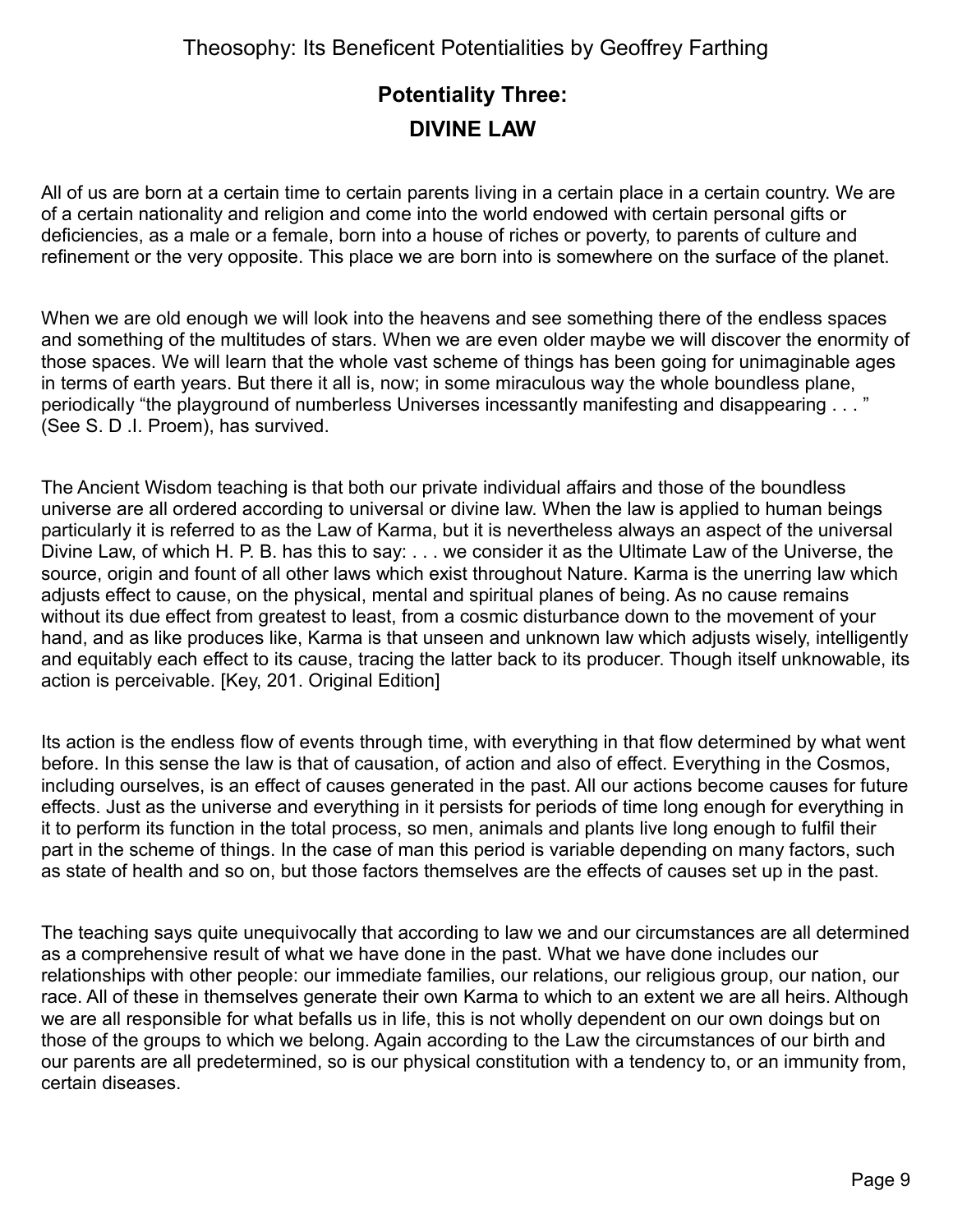## Potentiality Three:
## DIVINE LAW

All of us are born at a certain time to certain parents living in a certain place in a certain country. We are of a certain nationality and religion and come into the world endowed with certain personal gifts or deficiencies, as a male or a female, born into a house of riches or poverty, to parents of culture and refinement or the very opposite. This place we are born into is somewhere on the surface of the planet.

When we are old enough we will look into the heavens and see something there of the endless spaces and something of the multitudes of stars. When we are even older maybe we will discover the enormity of those spaces. We will learn that the whole vast scheme of things has been going for unimaginable ages in terms of earth years. But there it all is, now; in some miraculous way the whole boundless plane, periodically "the playground of numberless Universes incessantly manifesting and disappearing . . . " (See S. D .I. Proem), has survived.

The Ancient Wisdom teaching is that both our private individual affairs and those of the boundless universe are all ordered according to universal or divine law. When the law is applied to human beings particularly it is referred to as the Law of Karma, but it is nevertheless always an aspect of the universal Divine Law, of which H. P. B. has this to say: . . . we consider it as the Ultimate Law of the Universe, the source, origin and fount of all other laws which exist throughout Nature. Karma is the unerring law which adjusts effect to cause, on the physical, mental and spiritual planes of being. As no cause remains without its due effect from greatest to least, from a cosmic disturbance down to the movement of your hand, and as like produces like, Karma is that unseen and unknown law which adjusts wisely, intelligently and equitably each effect to its cause, tracing the latter back to its producer. Though itself unknowable, its action is perceivable. [Key, 201. Original Edition]

Its action is the endless flow of events through time, with everything in that flow determined by what went before. In this sense the law is that of causation, of action and also of effect. Everything in the Cosmos, including ourselves, is an effect of causes generated in the past. All our actions become causes for future effects. Just as the universe and everything in it persists for periods of time long enough for everything in it to perform its function in the total process, so men, animals and plants live long enough to fulfil their part in the scheme of things. In the case of man this period is variable depending on many factors, such as state of health and so on, but those factors themselves are the effects of causes set up in the past.

The teaching says quite unequivocally that according to law we and our circumstances are all determined as a comprehensive result of what we have done in the past. What we have done includes our relationships with other people: our immediate families, our relations, our religious group, our nation, our race. All of these in themselves generate their own Karma to which to an extent we are all heirs. Although we are all responsible for what befalls us in life, this is not wholly dependent on our own doings but on those of the groups to which we belong. Again according to the Law the circumstances of our birth and our parents are all predetermined, so is our physical constitution with a tendency to, or an immunity from, certain diseases.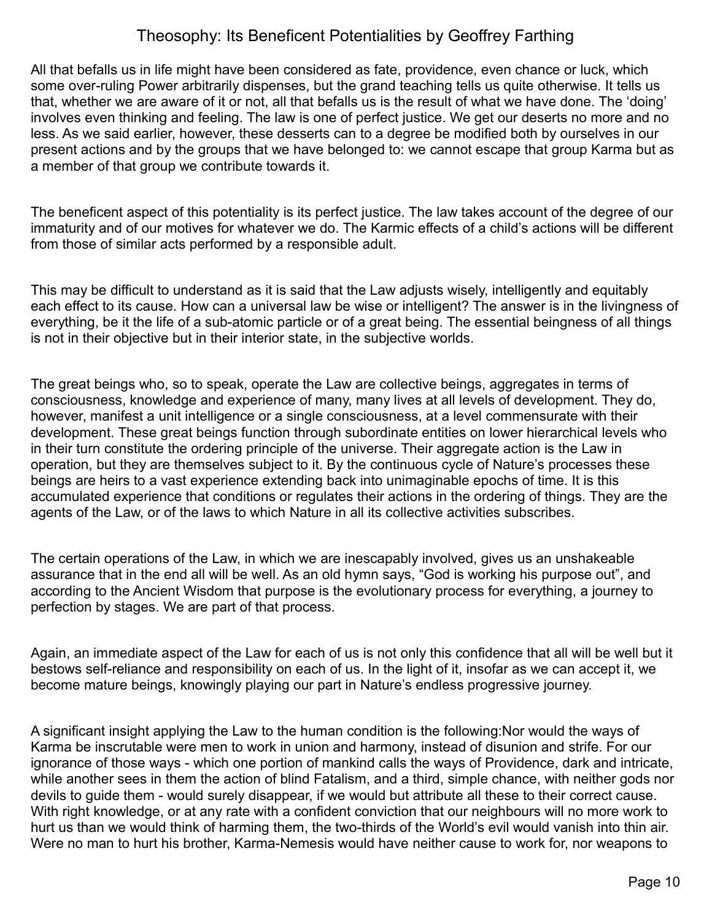All that befalls us in life might have been considered as fate, providence, even chance or luck, which some over-ruling Power arbitrarily dispenses, but the grand teaching tells us quite otherwise. It tells us that, whether we are aware of it or not, all that befalls us is the result of what we have done. The 'doing' involves even thinking and feeling. The law is one of perfect justice. We get our deserts no more and no less. As we said earlier, however, these desserts can to a degree be modified both by ourselves in our present actions and by the groups that we have belonged to: we cannot escape that group Karma but as a member of that group we contribute towards it.

The beneficent aspect of this potentiality is its perfect justice. The law takes account of the degree of our immaturity and of our motives for whatever we do. The Karmic effects of a child's actions will be different from those of similar acts performed by a responsible adult.

This may be difficult to understand as it is said that the Law adjusts wisely, intelligently and equitably each effect to its cause. How can a universal law be wise or intelligent? The answer is in the livingness of everything, be it the life of a sub-atomic particle or of a great being. The essential beingness of all things is not in their objective but in their interior state, in the subjective worlds.

The great beings who, so to speak, operate the Law are collective beings, aggregates in terms of consciousness, knowledge and experience of many, many lives at all levels of development. They do, however, manifest a unit intelligence or a single consciousness, at a level commensurate with their development. These great beings function through subordinate entities on lower hierarchical levels who in their turn constitute the ordering principle of the universe. Their aggregate action is the Law in operation, but they are themselves subject to it. By the continuous cycle of Nature's processes these beings are heirs to a vast experience extending back into unimaginable epochs of time. It is this accumulated experience that conditions or regulates their actions in the ordering of things. They are the agents of the Law, or of the laws to which Nature in all its collective activities subscribes.

The certain operations of the Law, in which we are inescapably involved, gives us an unshakeable assurance that in the end all will be well. As an old hymn says, "God is working his purpose out", and according to the Ancient Wisdom that purpose is the evolutionary process for everything, a journey to perfection by stages. We are part of that process.

Again, an immediate aspect of the Law for each of us is not only this confidence that all will be well but it bestows self-reliance and responsibility on each of us. In the light of it, insofar as we can accept it, we become mature beings, knowingly playing our part in Nature's endless progressive journey.

A significant insight applying the Law to the human condition is the following:Nor would the ways of Karma be inscrutable were men to work in union and harmony, instead of disunion and strife. For our ignorance of those ways - which one portion of mankind calls the ways of Providence, dark and intricate, while another sees in them the action of blind Fatalism, and a third, simple chance, with neither gods nor devils to guide them - would surely disappear, if we would but attribute all these to their correct cause. With right knowledge, or at any rate with a confident conviction that our neighbours will no more work to hurt us than we would think of harming them, the two-thirds of the World's evil would vanish into thin air. Were no man to hurt his brother, Karma-Nemesis would have neither cause to work for, nor weapons to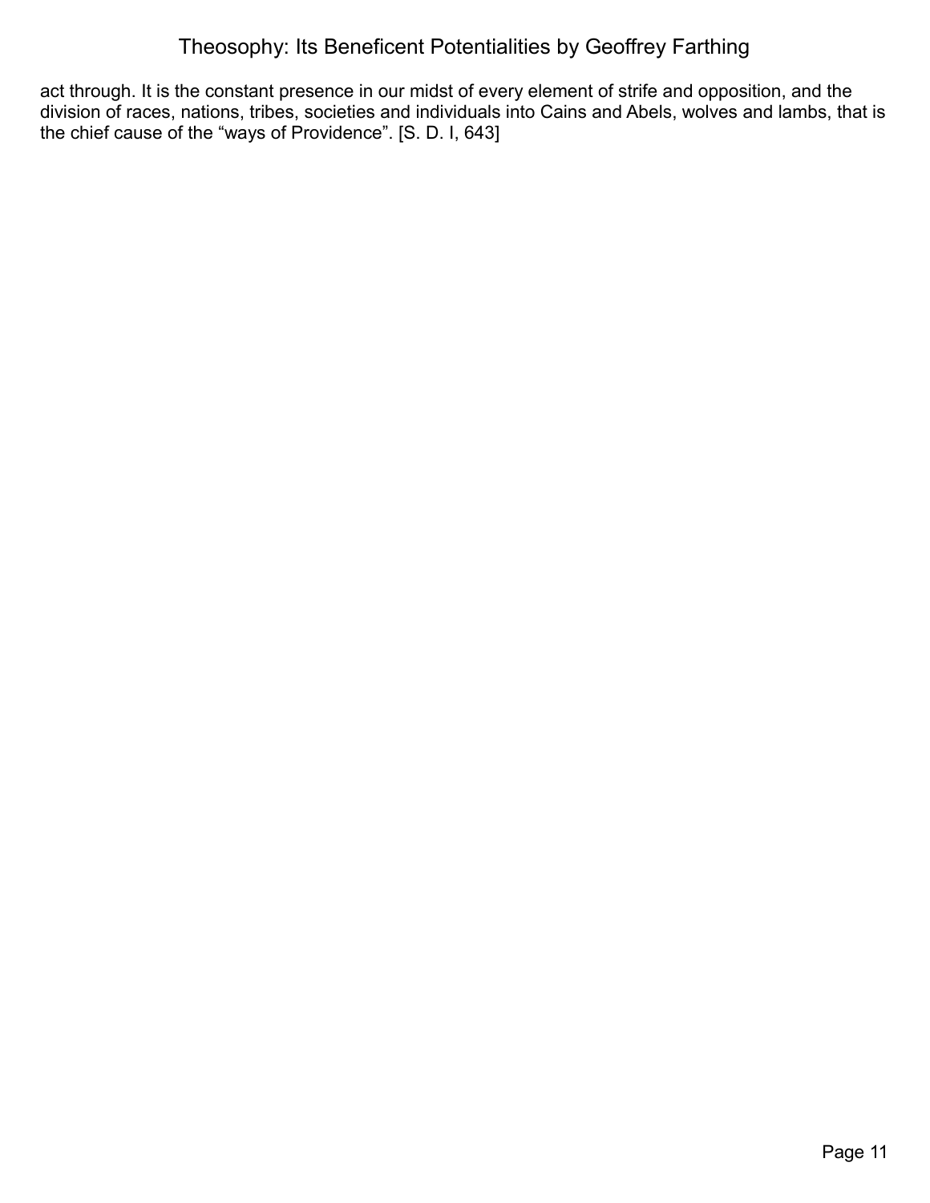act through. It is the constant presence in our midst of every element of strife and opposition, and the division of races, nations, tribes, societies and individuals into Cains and Abels, wolves and lambs, that is the chief cause of the "ways of Providence". [S. D. I, 643]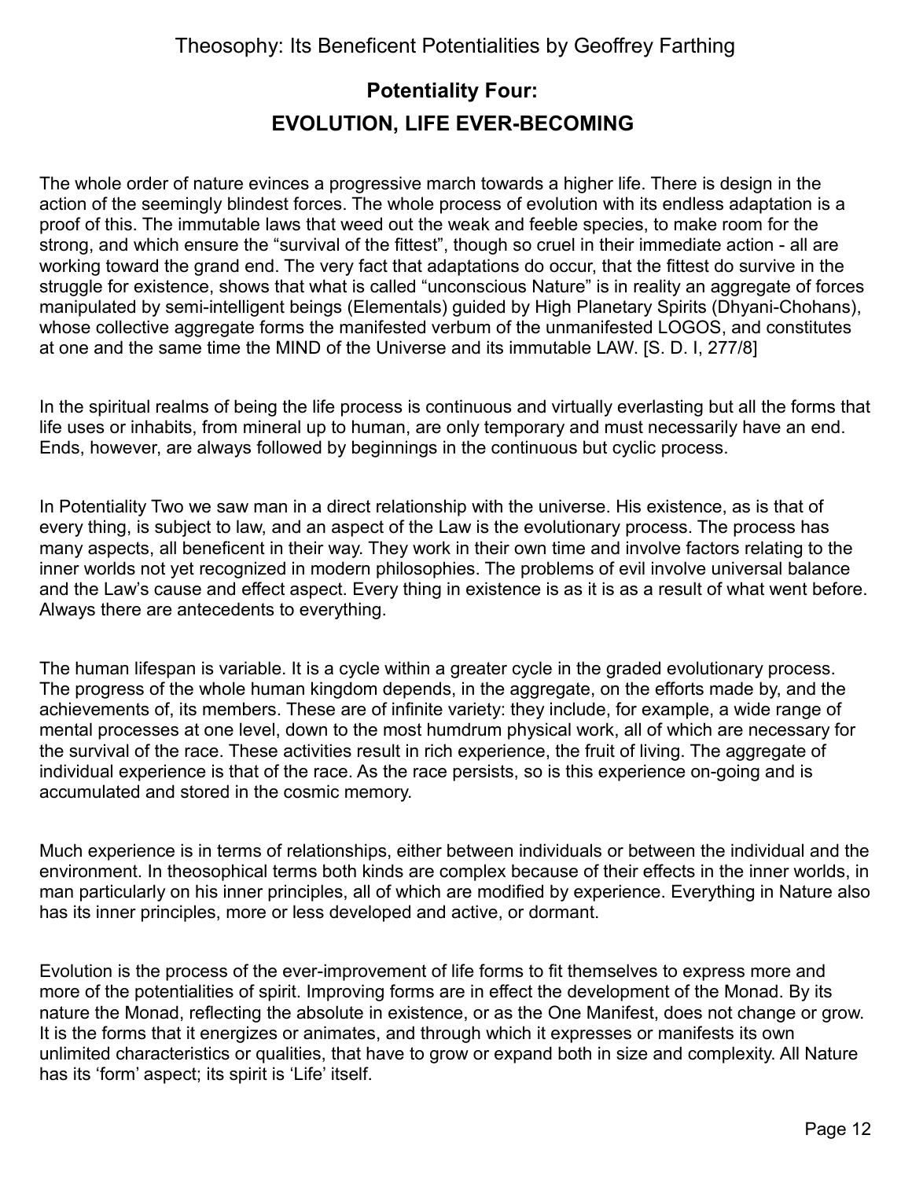## Potentiality Four:
## EVOLUTION, LIFE EVER-BECOMING

The whole order of nature evinces a progressive march towards a higher life. There is design in the action of the seemingly blindest forces. The whole process of evolution with its endless adaptation is a proof of this. The immutable laws that weed out the weak and feeble species, to make room for the strong, and which ensure the “survival of the fittest”, though so cruel in their immediate action - all are working toward the grand end. The very fact that adaptations do occur, that the fittest do survive in the struggle for existence, shows that what is called “unconscious Nature” is in reality an aggregate of forces manipulated by semi-intelligent beings (Elementals) guided by High Planetary Spirits (Dhyani-Chohans), whose collective aggregate forms the manifested verbum of the unmanifested LOGOS, and constitutes at one and the same time the MIND of the Universe and its immutable LAW. [S. D. I, 277/8]

In the spiritual realms of being the life process is continuous and virtually everlasting but all the forms that life uses or inhabits, from mineral up to human, are only temporary and must necessarily have an end. Ends, however, are always followed by beginnings in the continuous but cyclic process.

In Potentiality Two we saw man in a direct relationship with the universe. His existence, as is that of every thing, is subject to law, and an aspect of the Law is the evolutionary process. The process has many aspects, all beneficent in their way. They work in their own time and involve factors relating to the inner worlds not yet recognized in modern philosophies. The problems of evil involve universal balance and the Law’s cause and effect aspect. Every thing in existence is as it is as a result of what went before. Always there are antecedents to everything.

The human lifespan is variable. It is a cycle within a greater cycle in the graded evolutionary process. The progress of the whole human kingdom depends, in the aggregate, on the efforts made by, and the achievements of, its members. These are of infinite variety: they include, for example, a wide range of mental processes at one level, down to the most humdrum physical work, all of which are necessary for the survival of the race. These activities result in rich experience, the fruit of living. The aggregate of individual experience is that of the race. As the race persists, so is this experience on-going and is accumulated and stored in the cosmic memory.

Much experience is in terms of relationships, either between individuals or between the individual and the environment. In theosophical terms both kinds are complex because of their effects in the inner worlds, in man particularly on his inner principles, all of which are modified by experience. Everything in Nature also has its inner principles, more or less developed and active, or dormant.

Evolution is the process of the ever-improvement of life forms to fit themselves to express more and more of the potentialities of spirit. Improving forms are in effect the development of the Monad. By its nature the Monad, reflecting the absolute in existence, or as the One Manifest, does not change or grow. It is the forms that it energizes or animates, and through which it expresses or manifests its own unlimited characteristics or qualities, that have to grow or expand both in size and complexity. All Nature has its ‘form’ aspect; its spirit is ‘Life’ itself.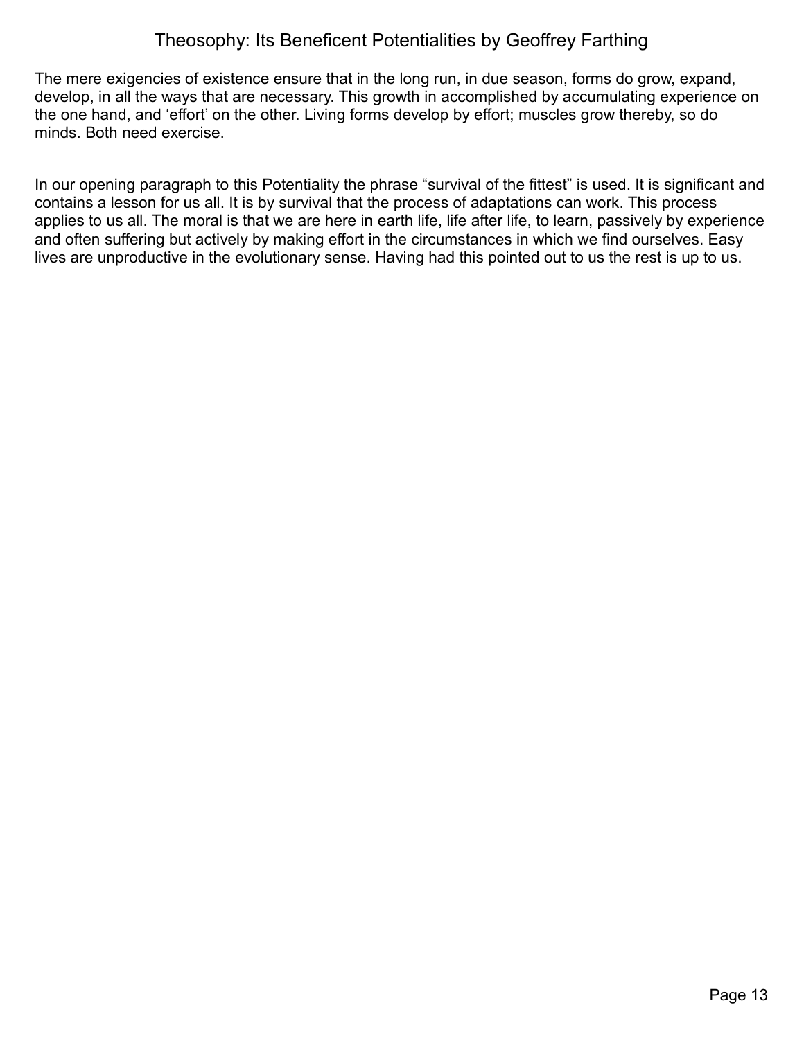The mere exigencies of existence ensure that in the long run, in due season, forms do grow, expand, develop, in all the ways that are necessary. This growth in accomplished by accumulating experience on the one hand, and ‘effort’ on the other. Living forms develop by effort; muscles grow thereby, so do minds. Both need exercise.

In our opening paragraph to this Potentiality the phrase “survival of the fittest” is used. It is significant and contains a lesson for us all. It is by survival that the process of adaptations can work. This process applies to us all. The moral is that we are here in earth life, life after life, to learn, passively by experience and often suffering but actively by making effort in the circumstances in which we find ourselves. Easy lives are unproductive in the evolutionary sense. Having had this pointed out to us the rest is up to us.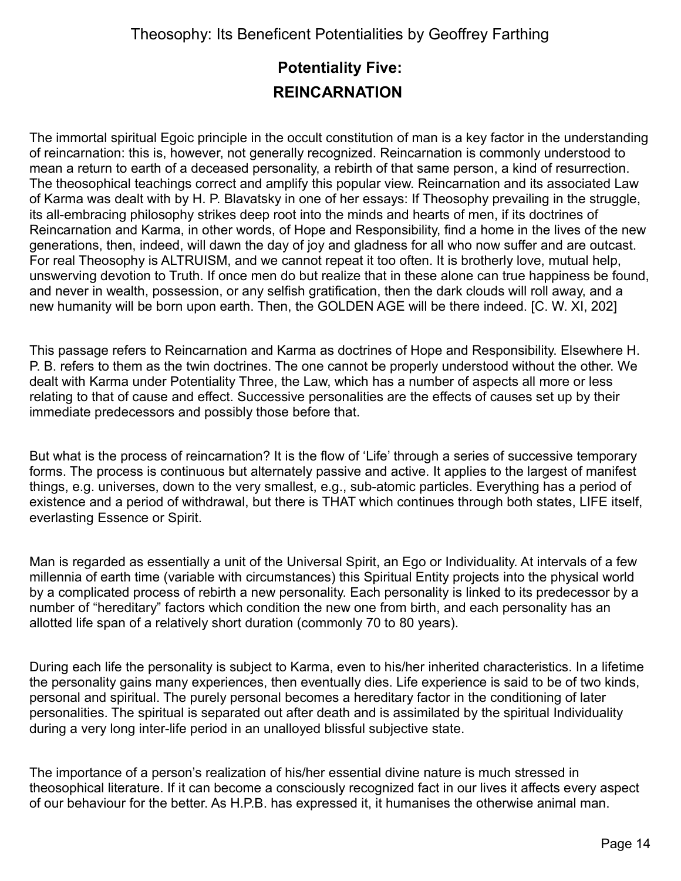## Potentiality Five:
## REINCARNATION

The immortal spiritual Egoic principle in the occult constitution of man is a key factor in the understanding of reincarnation: this is, however, not generally recognized. Reincarnation is commonly understood to mean a return to earth of a deceased personality, a rebirth of that same person, a kind of resurrection. The theosophical teachings correct and amplify this popular view. Reincarnation and its associated Law of Karma was dealt with by H. P. Blavatsky in one of her essays: If Theosophy prevailing in the struggle, its all-embracing philosophy strikes deep root into the minds and hearts of men, if its doctrines of Reincarnation and Karma, in other words, of Hope and Responsibility, find a home in the lives of the new generations, then, indeed, will dawn the day of joy and gladness for all who now suffer and are outcast. For real Theosophy is ALTRUISM, and we cannot repeat it too often. It is brotherly love, mutual help, unswerving devotion to Truth. If once men do but realize that in these alone can true happiness be found, and never in wealth, possession, or any selfish gratification, then the dark clouds will roll away, and a new humanity will be born upon earth. Then, the GOLDEN AGE will be there indeed. [C. W. XI, 202]

This passage refers to Reincarnation and Karma as doctrines of Hope and Responsibility. Elsewhere H. P. B. refers to them as the twin doctrines. The one cannot be properly understood without the other. We dealt with Karma under Potentiality Three, the Law, which has a number of aspects all more or less relating to that of cause and effect. Successive personalities are the effects of causes set up by their immediate predecessors and possibly those before that.

But what is the process of reincarnation? It is the flow of 'Life' through a series of successive temporary forms. The process is continuous but alternately passive and active. It applies to the largest of manifest things, e.g. universes, down to the very smallest, e.g., sub-atomic particles. Everything has a period of existence and a period of withdrawal, but there is THAT which continues through both states, LIFE itself, everlasting Essence or Spirit.

Man is regarded as essentially a unit of the Universal Spirit, an Ego or Individuality. At intervals of a few millennia of earth time (variable with circumstances) this Spiritual Entity projects into the physical world by a complicated process of rebirth a new personality. Each personality is linked to its predecessor by a number of "hereditary" factors which condition the new one from birth, and each personality has an allotted life span of a relatively short duration (commonly 70 to 80 years).

During each life the personality is subject to Karma, even to his/her inherited characteristics. In a lifetime the personality gains many experiences, then eventually dies. Life experience is said to be of two kinds, personal and spiritual. The purely personal becomes a hereditary factor in the conditioning of later personalities. The spiritual is separated out after death and is assimilated by the spiritual Individuality during a very long inter-life period in an unalloyed blissful subjective state.

The importance of a person's realization of his/her essential divine nature is much stressed in theosophical literature. If it can become a consciously recognized fact in our lives it affects every aspect of our behaviour for the better. As H.P.B. has expressed it, it humanises the otherwise animal man.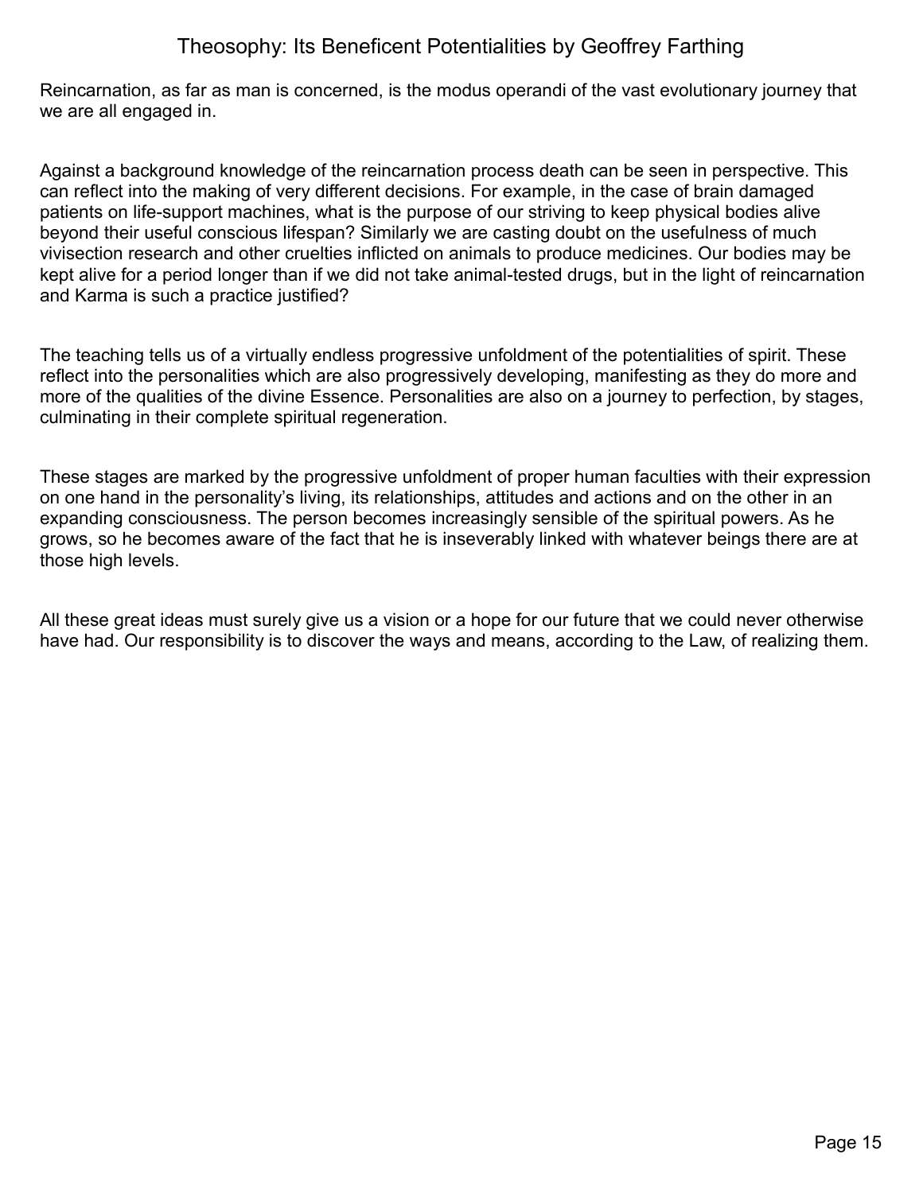Reincarnation, as far as man is concerned, is the modus operandi of the vast evolutionary journey that we are all engaged in.

Against a background knowledge of the reincarnation process death can be seen in perspective. This can reflect into the making of very different decisions. For example, in the case of brain damaged patients on life-support machines, what is the purpose of our striving to keep physical bodies alive beyond their useful conscious lifespan? Similarly we are casting doubt on the usefulness of much vivisection research and other cruelties inflicted on animals to produce medicines. Our bodies may be kept alive for a period longer than if we did not take animal-tested drugs, but in the light of reincarnation and Karma is such a practice justified?

The teaching tells us of a virtually endless progressive unfoldment of the potentialities of spirit. These reflect into the personalities which are also progressively developing, manifesting as they do more and more of the qualities of the divine Essence. Personalities are also on a journey to perfection, by stages, culminating in their complete spiritual regeneration.

These stages are marked by the progressive unfoldment of proper human faculties with their expression on one hand in the personality's living, its relationships, attitudes and actions and on the other in an expanding consciousness. The person becomes increasingly sensible of the spiritual powers. As he grows, so he becomes aware of the fact that he is inseverably linked with whatever beings there are at those high levels.

All these great ideas must surely give us a vision or a hope for our future that we could never otherwise have had. Our responsibility is to discover the ways and means, according to the Law, of realizing them.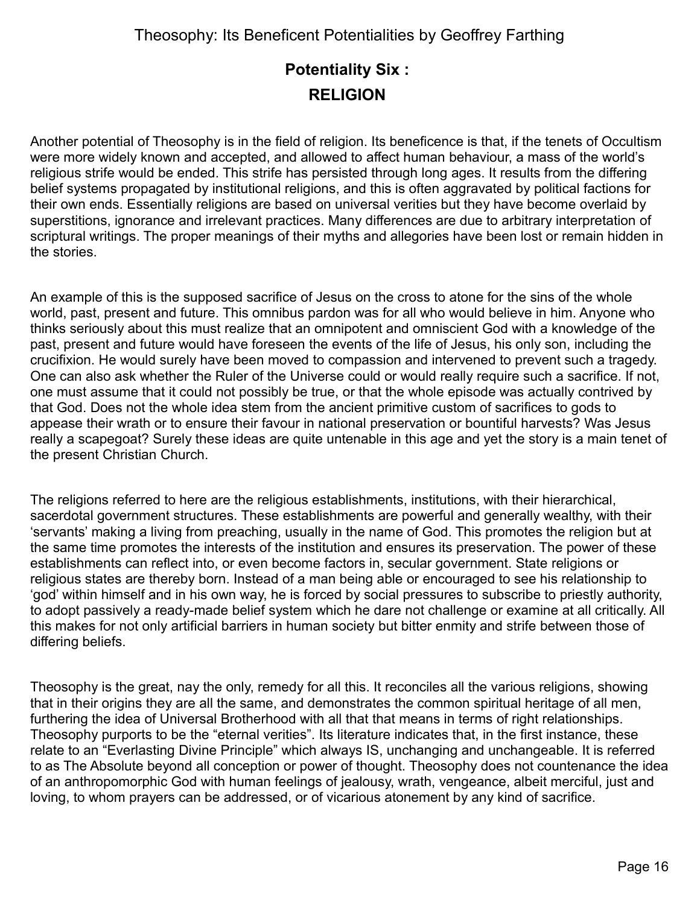## Potentiality Six : RELIGION

Another potential of Theosophy is in the field of religion. Its beneficence is that, if the tenets of Occultism were more widely known and accepted, and allowed to affect human behaviour, a mass of the world's religious strife would be ended. This strife has persisted through long ages. It results from the differing belief systems propagated by institutional religions, and this is often aggravated by political factions for their own ends. Essentially religions are based on universal verities but they have become overlaid by superstitions, ignorance and irrelevant practices. Many differences are due to arbitrary interpretation of scriptural writings. The proper meanings of their myths and allegories have been lost or remain hidden in the stories.

An example of this is the supposed sacrifice of Jesus on the cross to atone for the sins of the whole world, past, present and future. This omnibus pardon was for all who would believe in him. Anyone who thinks seriously about this must realize that an omnipotent and omniscient God with a knowledge of the past, present and future would have foreseen the events of the life of Jesus, his only son, including the crucifixion. He would surely have been moved to compassion and intervened to prevent such a tragedy. One can also ask whether the Ruler of the Universe could or would really require such a sacrifice. If not, one must assume that it could not possibly be true, or that the whole episode was actually contrived by that God. Does not the whole idea stem from the ancient primitive custom of sacrifices to gods to appease their wrath or to ensure their favour in national preservation or bountiful harvests? Was Jesus really a scapegoat? Surely these ideas are quite untenable in this age and yet the story is a main tenet of the present Christian Church.

The religions referred to here are the religious establishments, institutions, with their hierarchical, sacerdotal government structures. These establishments are powerful and generally wealthy, with their 'servants' making a living from preaching, usually in the name of God. This promotes the religion but at the same time promotes the interests of the institution and ensures its preservation. The power of these establishments can reflect into, or even become factors in, secular government. State religions or religious states are thereby born. Instead of a man being able or encouraged to see his relationship to 'god' within himself and in his own way, he is forced by social pressures to subscribe to priestly authority, to adopt passively a ready-made belief system which he dare not challenge or examine at all critically. All this makes for not only artificial barriers in human society but bitter enmity and strife between those of differing beliefs.

Theosophy is the great, nay the only, remedy for all this. It reconciles all the various religions, showing that in their origins they are all the same, and demonstrates the common spiritual heritage of all men, furthering the idea of Universal Brotherhood with all that that means in terms of right relationships. Theosophy purports to be the "eternal verities". Its literature indicates that, in the first instance, these relate to an "Everlasting Divine Principle" which always IS, unchanging and unchangeable. It is referred to as The Absolute beyond all conception or power of thought. Theosophy does not countenance the idea of an anthropomorphic God with human feelings of jealousy, wrath, vengeance, albeit merciful, just and loving, to whom prayers can be addressed, or of vicarious atonement by any kind of sacrifice.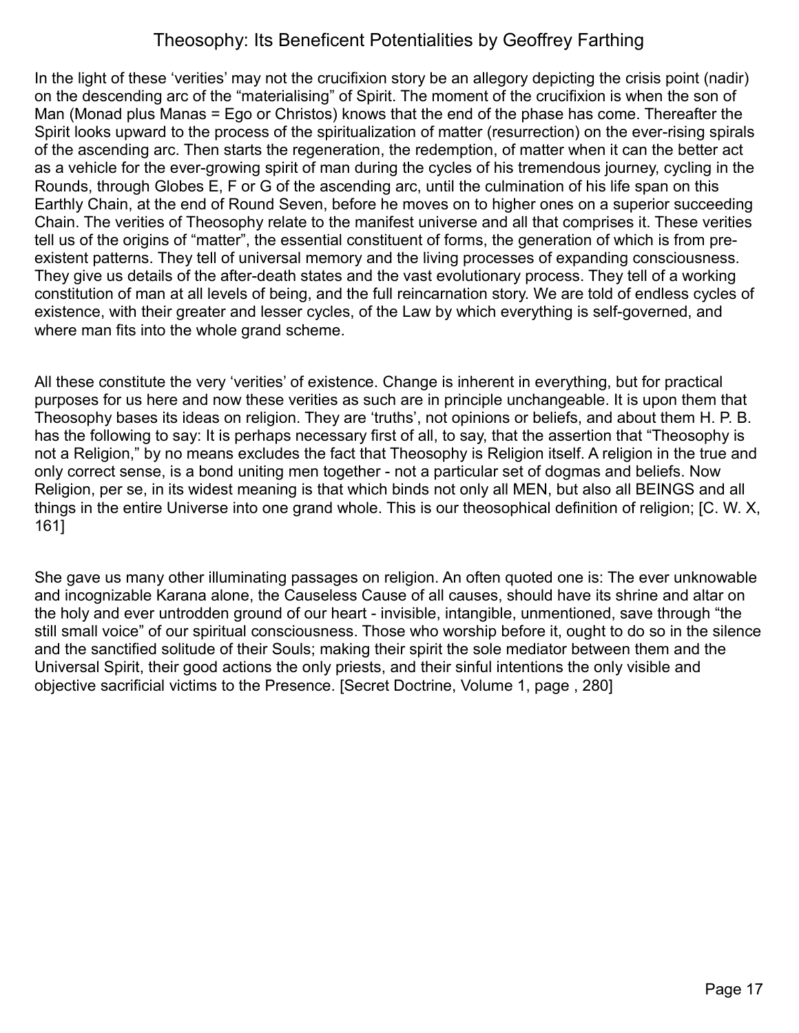In the light of these 'verities' may not the crucifixion story be an allegory depicting the crisis point (nadir) on the descending arc of the "materialising" of Spirit. The moment of the crucifixion is when the son of Man (Monad plus Manas = Ego or Christos) knows that the end of the phase has come. Thereafter the Spirit looks upward to the process of the spiritualization of matter (resurrection) on the ever-rising spirals of the ascending arc. Then starts the regeneration, the redemption, of matter when it can the better act as a vehicle for the ever-growing spirit of man during the cycles of his tremendous journey, cycling in the Rounds, through Globes E, F or G of the ascending arc, until the culmination of his life span on this Earthly Chain, at the end of Round Seven, before he moves on to higher ones on a superior succeeding Chain. The verities of Theosophy relate to the manifest universe and all that comprises it. These verities tell us of the origins of "matter", the essential constituent of forms, the generation of which is from pre-existent patterns. They tell of universal memory and the living processes of expanding consciousness. They give us details of the after-death states and the vast evolutionary process. They tell of a working constitution of man at all levels of being, and the full reincarnation story. We are told of endless cycles of existence, with their greater and lesser cycles, of the Law by which everything is self-governed, and where man fits into the whole grand scheme.

All these constitute the very 'verities' of existence. Change is inherent in everything, but for practical purposes for us here and now these verities as such are in principle unchangeable. It is upon them that Theosophy bases its ideas on religion. They are 'truths', not opinions or beliefs, and about them H. P. B. has the following to say: It is perhaps necessary first of all, to say, that the assertion that "Theosophy is not a Religion," by no means excludes the fact that Theosophy is Religion itself. A religion in the true and only correct sense, is a bond uniting men together - not a particular set of dogmas and beliefs. Now Religion, per se, in its widest meaning is that which binds not only all MEN, but also all BEINGS and all things in the entire Universe into one grand whole. This is our theosophical definition of religion; [C. W. X, 161]

She gave us many other illuminating passages on religion. An often quoted one is: The ever unknowable and incognizable Karana alone, the Causeless Cause of all causes, should have its shrine and altar on the holy and ever untrodden ground of our heart - invisible, intangible, unmentioned, save through "the still small voice" of our spiritual consciousness. Those who worship before it, ought to do so in the silence and the sanctified solitude of their Souls; making their spirit the sole mediator between them and the Universal Spirit, their good actions the only priests, and their sinful intentions the only visible and objective sacrificial victims to the Presence. [Secret Doctrine, Volume 1, page , 280]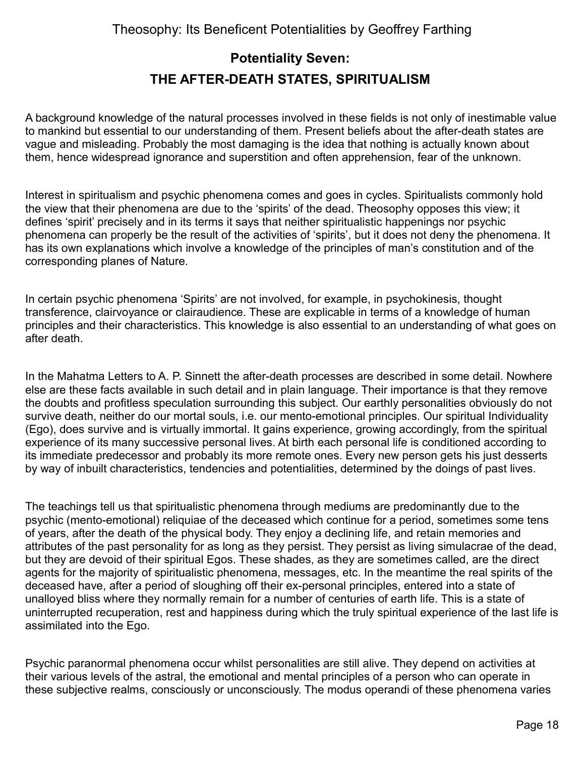## Potentiality Seven:

## THE AFTER-DEATH STATES, SPIRITUALISM

A background knowledge of the natural processes involved in these fields is not only of inestimable value to mankind but essential to our understanding of them. Present beliefs about the after-death states are vague and misleading. Probably the most damaging is the idea that nothing is actually known about them, hence widespread ignorance and superstition and often apprehension, fear of the unknown.

Interest in spiritualism and psychic phenomena comes and goes in cycles. Spiritualists commonly hold the view that their phenomena are due to the 'spirits' of the dead. Theosophy opposes this view; it defines 'spirit' precisely and in its terms it says that neither spiritualistic happenings nor psychic phenomena can properly be the result of the activities of 'spirits', but it does not deny the phenomena. It has its own explanations which involve a knowledge of the principles of man's constitution and of the corresponding planes of Nature.

In certain psychic phenomena 'Spirits' are not involved, for example, in psychokinesis, thought transference, clairvoyance or clairaudience. These are explicable in terms of a knowledge of human principles and their characteristics. This knowledge is also essential to an understanding of what goes on after death.

In the Mahatma Letters to A. P. Sinnett the after-death processes are described in some detail. Nowhere else are these facts available in such detail and in plain language. Their importance is that they remove the doubts and profitless speculation surrounding this subject. Our earthly personalities obviously do not survive death, neither do our mortal souls, i.e. our mento-emotional principles. Our spiritual Individuality (Ego), does survive and is virtually immortal. It gains experience, growing accordingly, from the spiritual experience of its many successive personal lives. At birth each personal life is conditioned according to its immediate predecessor and probably its more remote ones. Every new person gets his just desserts by way of inbuilt characteristics, tendencies and potentialities, determined by the doings of past lives.

The teachings tell us that spiritualistic phenomena through mediums are predominantly due to the psychic (mento-emotional) reliquiae of the deceased which continue for a period, sometimes some tens of years, after the death of the physical body. They enjoy a declining life, and retain memories and attributes of the past personality for as long as they persist. They persist as living simulacrae of the dead, but they are devoid of their spiritual Egos. These shades, as they are sometimes called, are the direct agents for the majority of spiritualistic phenomena, messages, etc. In the meantime the real spirits of the deceased have, after a period of sloughing off their ex-personal principles, entered into a state of unalloyed bliss where they normally remain for a number of centuries of earth life. This is a state of uninterrupted recuperation, rest and happiness during which the truly spiritual experience of the last life is assimilated into the Ego.

Psychic paranormal phenomena occur whilst personalities are still alive. They depend on activities at their various levels of the astral, the emotional and mental principles of a person who can operate in these subjective realms, consciously or unconsciously. The modus operandi of these phenomena varies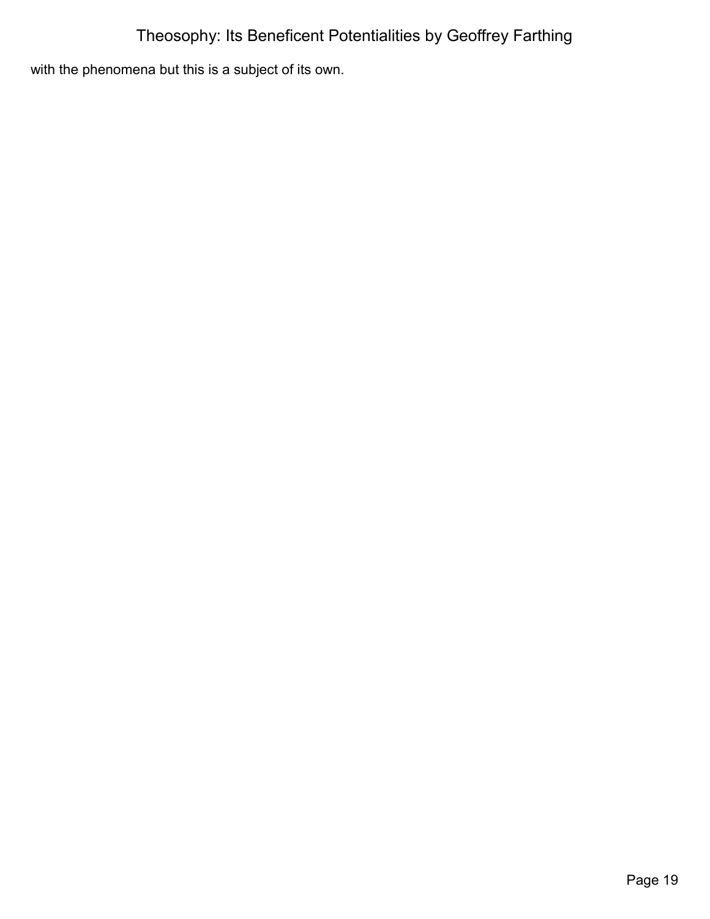with the phenomena but this is a subject of its own.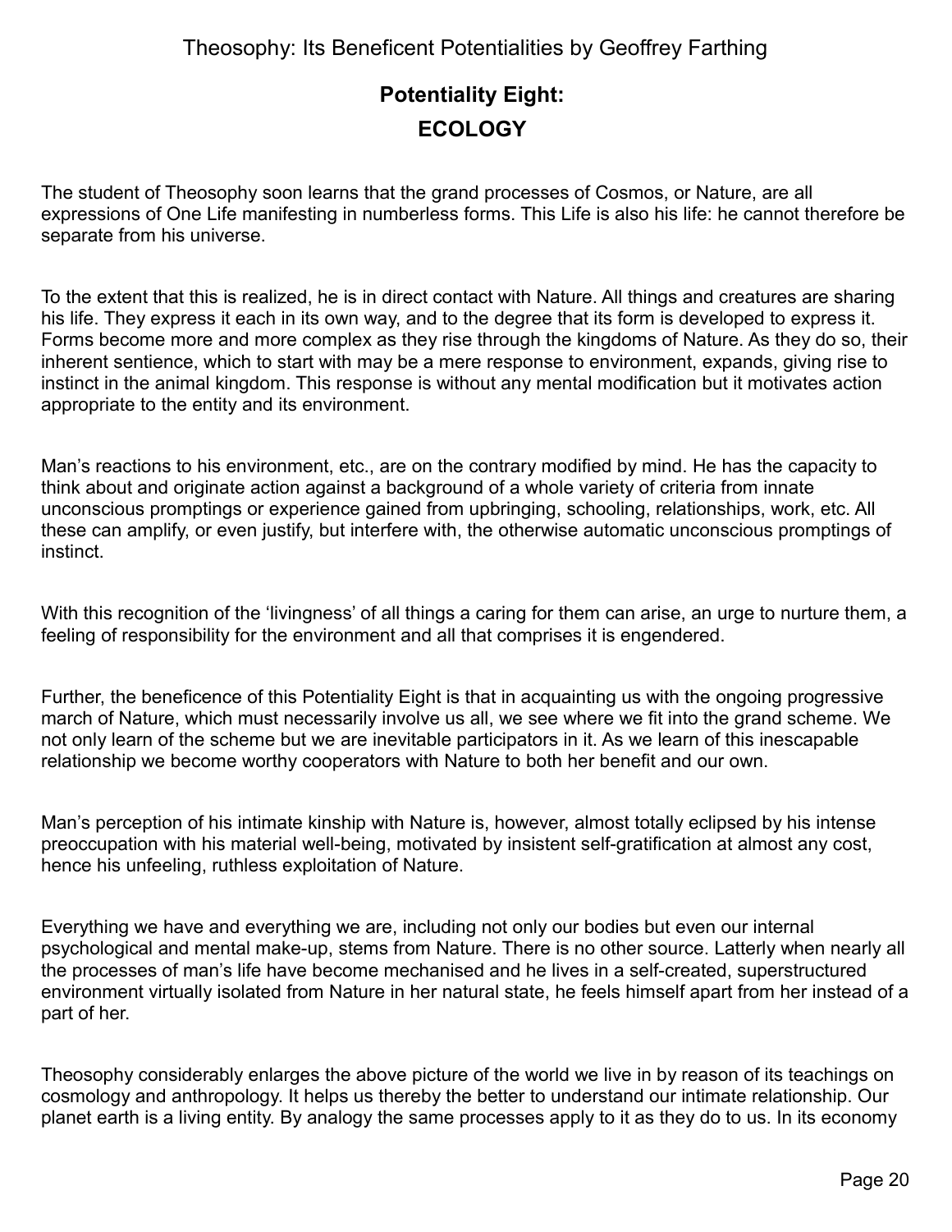## Potentiality Eight:
## ECOLOGY

The student of Theosophy soon learns that the grand processes of Cosmos, or Nature, are all expressions of One Life manifesting in numberless forms. This Life is also his life: he cannot therefore be separate from his universe.

To the extent that this is realized, he is in direct contact with Nature. All things and creatures are sharing his life. They express it each in its own way, and to the degree that its form is developed to express it. Forms become more and more complex as they rise through the kingdoms of Nature. As they do so, their inherent sentience, which to start with may be a mere response to environment, expands, giving rise to instinct in the animal kingdom. This response is without any mental modification but it motivates action appropriate to the entity and its environment.

Man's reactions to his environment, etc., are on the contrary modified by mind. He has the capacity to think about and originate action against a background of a whole variety of criteria from innate unconscious promptings or experience gained from upbringing, schooling, relationships, work, etc. All these can amplify, or even justify, but interfere with, the otherwise automatic unconscious promptings of instinct.

With this recognition of the 'livingness' of all things a caring for them can arise, an urge to nurture them, a feeling of responsibility for the environment and all that comprises it is engendered.

Further, the beneficence of this Potentiality Eight is that in acquainting us with the ongoing progressive march of Nature, which must necessarily involve us all, we see where we fit into the grand scheme. We not only learn of the scheme but we are inevitable participators in it. As we learn of this inescapable relationship we become worthy cooperators with Nature to both her benefit and our own.

Man's perception of his intimate kinship with Nature is, however, almost totally eclipsed by his intense preoccupation with his material well-being, motivated by insistent self-gratification at almost any cost, hence his unfeeling, ruthless exploitation of Nature.

Everything we have and everything we are, including not only our bodies but even our internal psychological and mental make-up, stems from Nature. There is no other source. Latterly when nearly all the processes of man's life have become mechanised and he lives in a self-created, superstructured environment virtually isolated from Nature in her natural state, he feels himself apart from her instead of a part of her.

Theosophy considerably enlarges the above picture of the world we live in by reason of its teachings on cosmology and anthropology. It helps us thereby the better to understand our intimate relationship. Our planet earth is a living entity. By analogy the same processes apply to it as they do to us. In its economy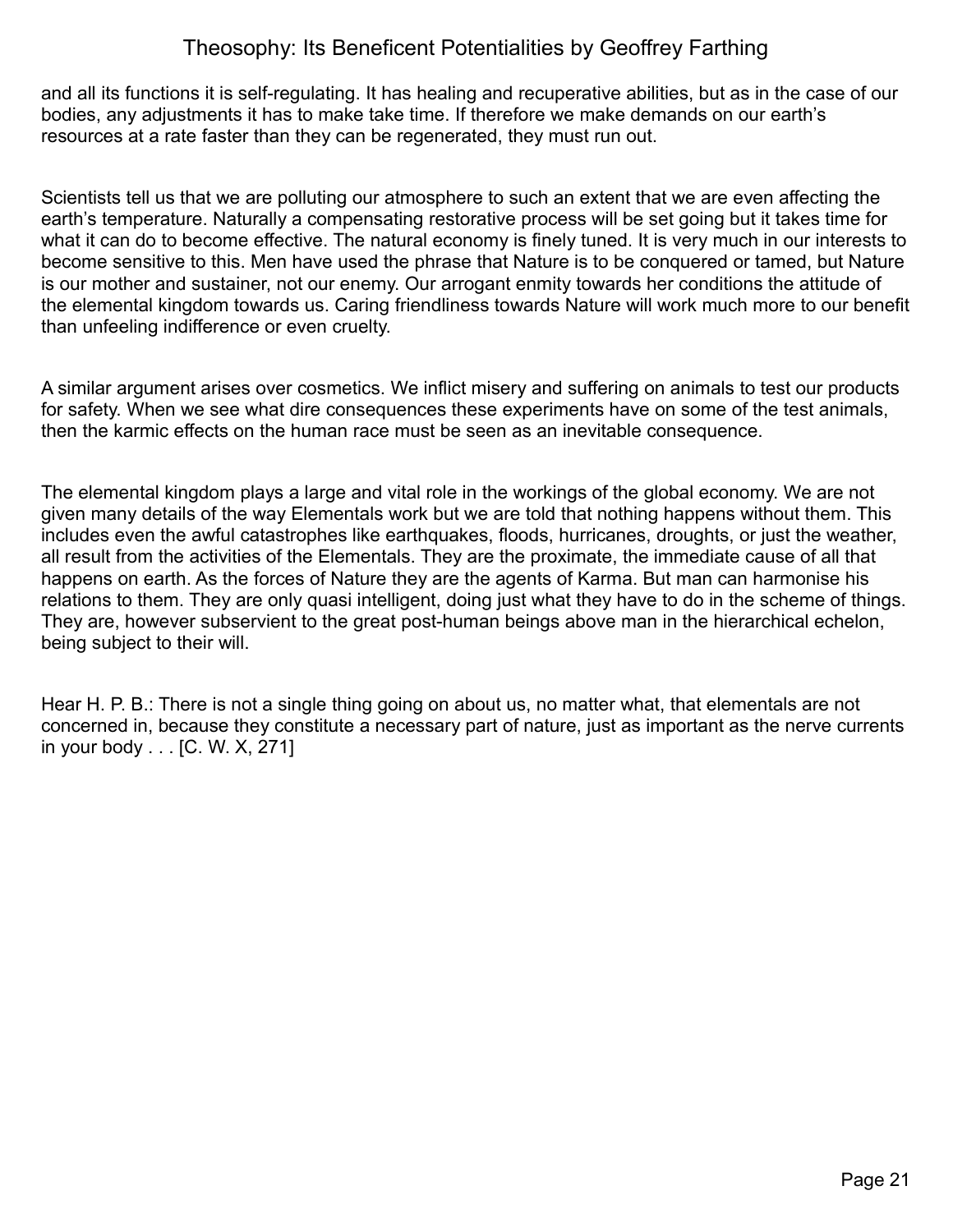and all its functions it is self-regulating. It has healing and recuperative abilities, but as in the case of our bodies, any adjustments it has to make take time. If therefore we make demands on our earth's resources at a rate faster than they can be regenerated, they must run out.

Scientists tell us that we are polluting our atmosphere to such an extent that we are even affecting the earth's temperature. Naturally a compensating restorative process will be set going but it takes time for what it can do to become effective. The natural economy is finely tuned. It is very much in our interests to become sensitive to this. Men have used the phrase that Nature is to be conquered or tamed, but Nature is our mother and sustainer, not our enemy. Our arrogant enmity towards her conditions the attitude of the elemental kingdom towards us. Caring friendliness towards Nature will work much more to our benefit than unfeeling indifference or even cruelty.

A similar argument arises over cosmetics. We inflict misery and suffering on animals to test our products for safety. When we see what dire consequences these experiments have on some of the test animals, then the karmic effects on the human race must be seen as an inevitable consequence.

The elemental kingdom plays a large and vital role in the workings of the global economy. We are not given many details of the way Elementals work but we are told that nothing happens without them. This includes even the awful catastrophes like earthquakes, floods, hurricanes, droughts, or just the weather, all result from the activities of the Elementals. They are the proximate, the immediate cause of all that happens on earth. As the forces of Nature they are the agents of Karma. But man can harmonise his relations to them. They are only quasi intelligent, doing just what they have to do in the scheme of things. They are, however subservient to the great post-human beings above man in the hierarchical echelon, being subject to their will.

Hear H. P. B.: There is not a single thing going on about us, no matter what, that elementals are not concerned in, because they constitute a necessary part of nature, just as important as the nerve currents in your body . . . [C. W. X, 271]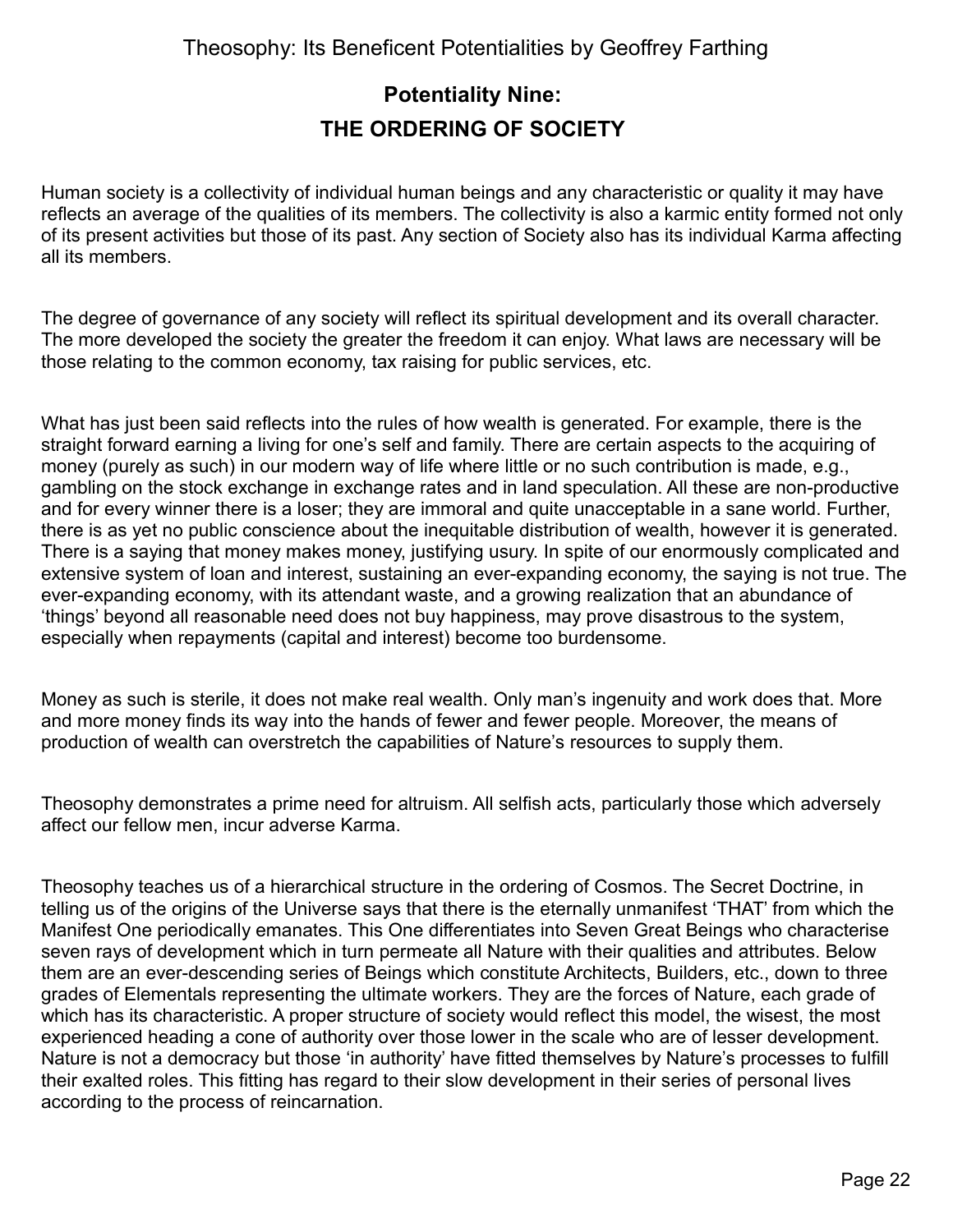## Potentiality Nine:
## THE ORDERING OF SOCIETY

Human society is a collectivity of individual human beings and any characteristic or quality it may have reflects an average of the qualities of its members. The collectivity is also a karmic entity formed not only of its present activities but those of its past. Any section of Society also has its individual Karma affecting all its members.

The degree of governance of any society will reflect its spiritual development and its overall character. The more developed the society the greater the freedom it can enjoy. What laws are necessary will be those relating to the common economy, tax raising for public services, etc.

What has just been said reflects into the rules of how wealth is generated. For example, there is the straight forward earning a living for one's self and family. There are certain aspects to the acquiring of money (purely as such) in our modern way of life where little or no such contribution is made, e.g., gambling on the stock exchange in exchange rates and in land speculation. All these are non-productive and for every winner there is a loser; they are immoral and quite unacceptable in a sane world. Further, there is as yet no public conscience about the inequitable distribution of wealth, however it is generated. There is a saying that money makes money, justifying usury. In spite of our enormously complicated and extensive system of loan and interest, sustaining an ever-expanding economy, the saying is not true. The ever-expanding economy, with its attendant waste, and a growing realization that an abundance of 'things' beyond all reasonable need does not buy happiness, may prove disastrous to the system, especially when repayments (capital and interest) become too burdensome.

Money as such is sterile, it does not make real wealth. Only man's ingenuity and work does that. More and more money finds its way into the hands of fewer and fewer people. Moreover, the means of production of wealth can overstretch the capabilities of Nature's resources to supply them.

Theosophy demonstrates a prime need for altruism. All selfish acts, particularly those which adversely affect our fellow men, incur adverse Karma.

Theosophy teaches us of a hierarchical structure in the ordering of Cosmos. The Secret Doctrine, in telling us of the origins of the Universe says that there is the eternally unmanifest 'THAT' from which the Manifest One periodically emanates. This One differentiates into Seven Great Beings who characterise seven rays of development which in turn permeate all Nature with their qualities and attributes. Below them are an ever-descending series of Beings which constitute Architects, Builders, etc., down to three grades of Elementals representing the ultimate workers. They are the forces of Nature, each grade of which has its characteristic. A proper structure of society would reflect this model, the wisest, the most experienced heading a cone of authority over those lower in the scale who are of lesser development. Nature is not a democracy but those 'in authority' have fitted themselves by Nature's processes to fulfill their exalted roles. This fitting has regard to their slow development in their series of personal lives according to the process of reincarnation.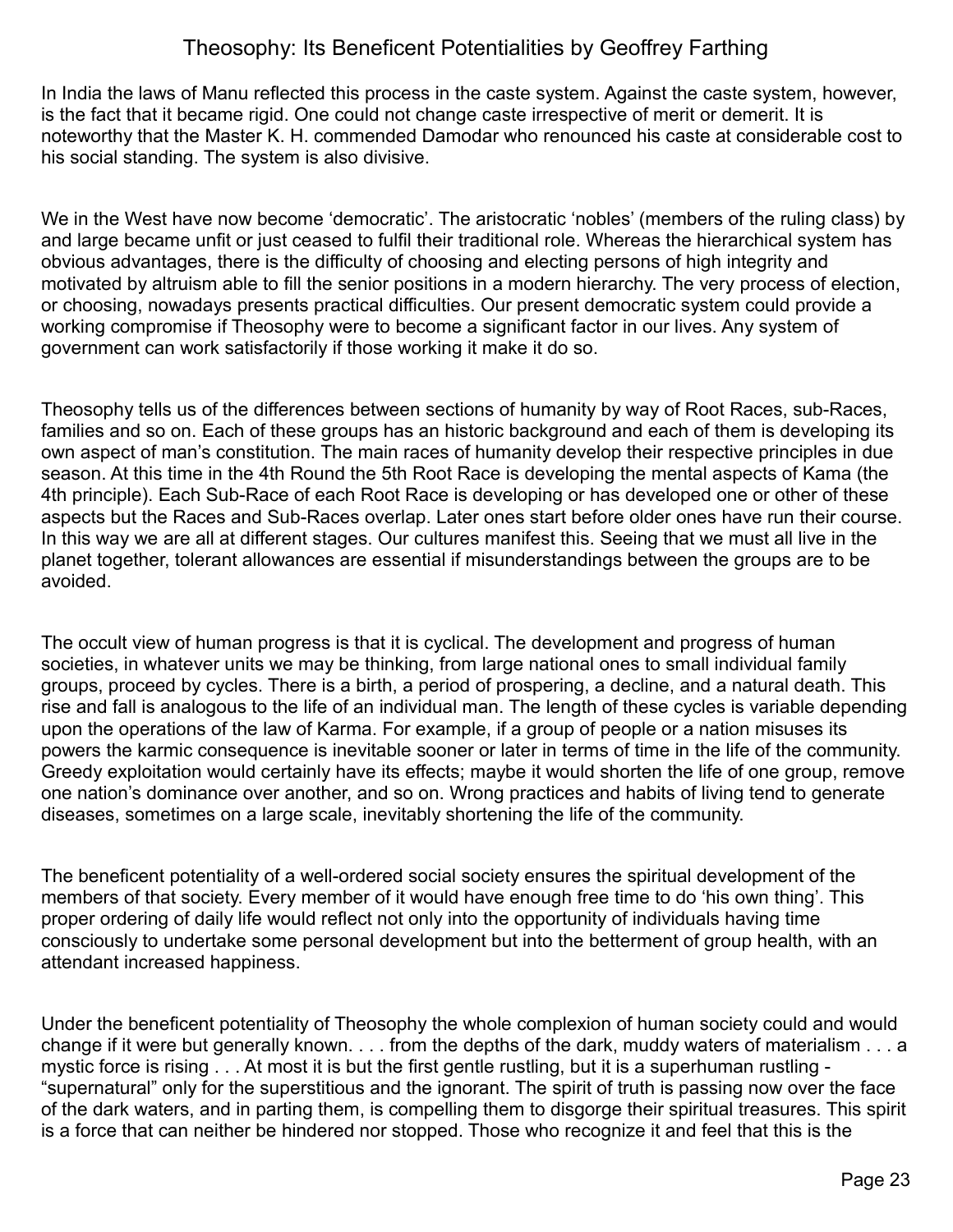In India the laws of Manu reflected this process in the caste system. Against the caste system, however, is the fact that it became rigid. One could not change caste irrespective of merit or demerit. It is noteworthy that the Master K. H. commended Damodar who renounced his caste at considerable cost to his social standing. The system is also divisive.

We in the West have now become 'democratic'. The aristocratic 'nobles' (members of the ruling class) by and large became unfit or just ceased to fulfil their traditional role. Whereas the hierarchical system has obvious advantages, there is the difficulty of choosing and electing persons of high integrity and motivated by altruism able to fill the senior positions in a modern hierarchy. The very process of election, or choosing, nowadays presents practical difficulties. Our present democratic system could provide a working compromise if Theosophy were to become a significant factor in our lives. Any system of government can work satisfactorily if those working it make it do so.

Theosophy tells us of the differences between sections of humanity by way of Root Races, sub-Races, families and so on. Each of these groups has an historic background and each of them is developing its own aspect of man's constitution. The main races of humanity develop their respective principles in due season. At this time in the 4th Round the 5th Root Race is developing the mental aspects of Kama (the 4th principle). Each Sub-Race of each Root Race is developing or has developed one or other of these aspects but the Races and Sub-Races overlap. Later ones start before older ones have run their course. In this way we are all at different stages. Our cultures manifest this. Seeing that we must all live in the planet together, tolerant allowances are essential if misunderstandings between the groups are to be avoided.

The occult view of human progress is that it is cyclical. The development and progress of human societies, in whatever units we may be thinking, from large national ones to small individual family groups, proceed by cycles. There is a birth, a period of prospering, a decline, and a natural death. This rise and fall is analogous to the life of an individual man. The length of these cycles is variable depending upon the operations of the law of Karma. For example, if a group of people or a nation misuses its powers the karmic consequence is inevitable sooner or later in terms of time in the life of the community. Greedy exploitation would certainly have its effects; maybe it would shorten the life of one group, remove one nation's dominance over another, and so on. Wrong practices and habits of living tend to generate diseases, sometimes on a large scale, inevitably shortening the life of the community.

The beneficent potentiality of a well-ordered social society ensures the spiritual development of the members of that society. Every member of it would have enough free time to do 'his own thing'. This proper ordering of daily life would reflect not only into the opportunity of individuals having time consciously to undertake some personal development but into the betterment of group health, with an attendant increased happiness.

Under the beneficent potentiality of Theosophy the whole complexion of human society could and would change if it were but generally known. . . . from the depths of the dark, muddy waters of materialism . . . a mystic force is rising . . . At most it is but the first gentle rustling, but it is a superhuman rustling - "supernatural" only for the superstitious and the ignorant. The spirit of truth is passing now over the face of the dark waters, and in parting them, is compelling them to disgorge their spiritual treasures. This spirit is a force that can neither be hindered nor stopped. Those who recognize it and feel that this is the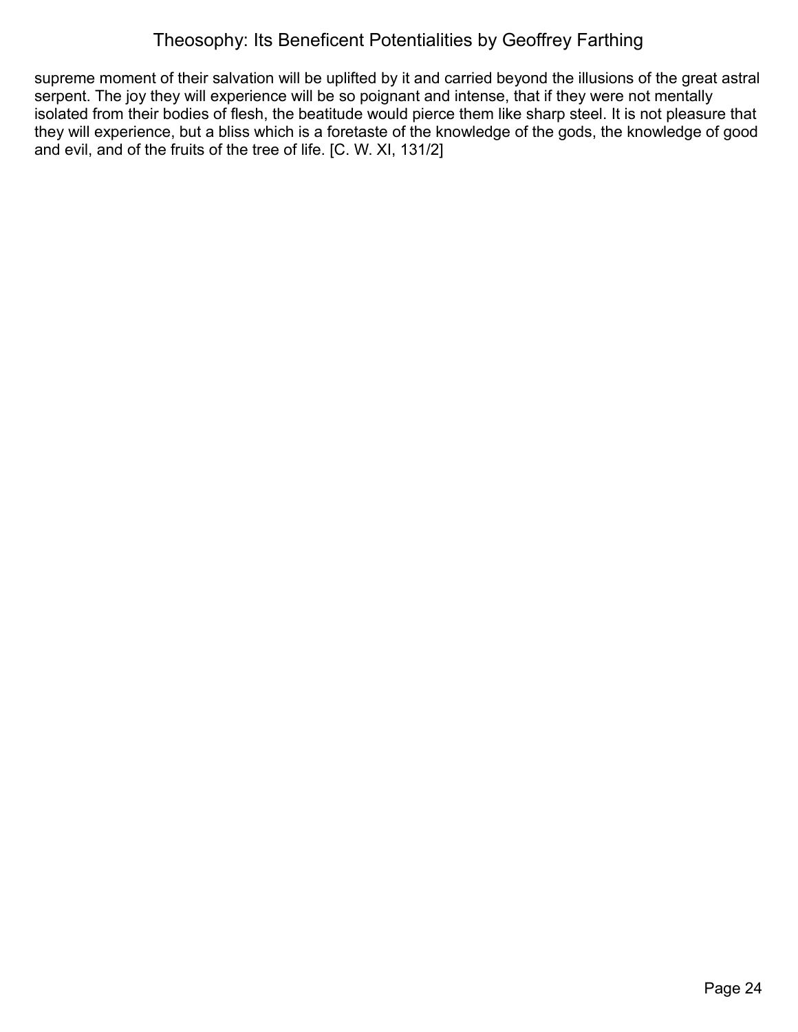supreme moment of their salvation will be uplifted by it and carried beyond the illusions of the great astral serpent. The joy they will experience will be so poignant and intense, that if they were not mentally isolated from their bodies of flesh, the beatitude would pierce them like sharp steel. It is not pleasure that they will experience, but a bliss which is a foretaste of the knowledge of the gods, the knowledge of good and evil, and of the fruits of the tree of life. [C. W. XI, 131/2]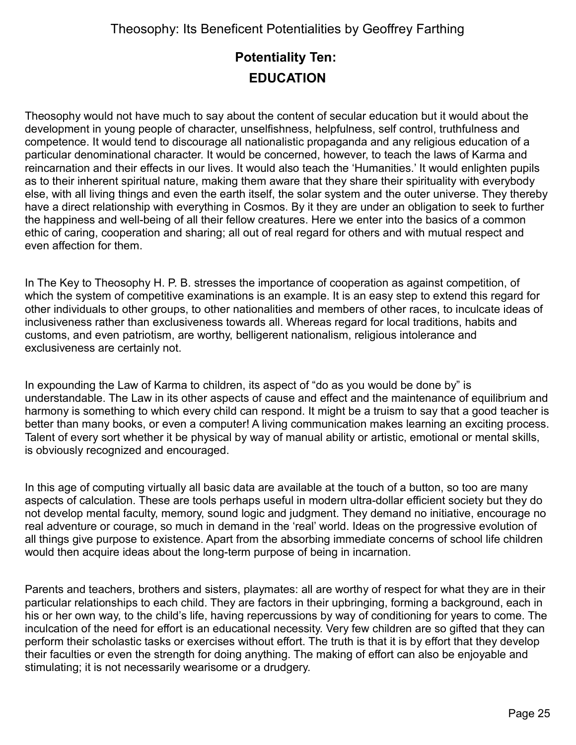## Potentiality Ten:
## EDUCATION

Theosophy would not have much to say about the content of secular education but it would about the development in young people of character, unselfishness, helpfulness, self control, truthfulness and competence. It would tend to discourage all nationalistic propaganda and any religious education of a particular denominational character. It would be concerned, however, to teach the laws of Karma and reincarnation and their effects in our lives. It would also teach the 'Humanities.' It would enlighten pupils as to their inherent spiritual nature, making them aware that they share their spirituality with everybody else, with all living things and even the earth itself, the solar system and the outer universe. They thereby have a direct relationship with everything in Cosmos. By it they are under an obligation to seek to further the happiness and well-being of all their fellow creatures. Here we enter into the basics of a common ethic of caring, cooperation and sharing; all out of real regard for others and with mutual respect and even affection for them.

In The Key to Theosophy H. P. B. stresses the importance of cooperation as against competition, of which the system of competitive examinations is an example. It is an easy step to extend this regard for other individuals to other groups, to other nationalities and members of other races, to inculcate ideas of inclusiveness rather than exclusiveness towards all. Whereas regard for local traditions, habits and customs, and even patriotism, are worthy, belligerent nationalism, religious intolerance and exclusiveness are certainly not.

In expounding the Law of Karma to children, its aspect of "do as you would be done by" is understandable. The Law in its other aspects of cause and effect and the maintenance of equilibrium and harmony is something to which every child can respond. It might be a truism to say that a good teacher is better than many books, or even a computer! A living communication makes learning an exciting process. Talent of every sort whether it be physical by way of manual ability or artistic, emotional or mental skills, is obviously recognized and encouraged.

In this age of computing virtually all basic data are available at the touch of a button, so too are many aspects of calculation. These are tools perhaps useful in modern ultra-dollar efficient society but they do not develop mental faculty, memory, sound logic and judgment. They demand no initiative, encourage no real adventure or courage, so much in demand in the 'real' world. Ideas on the progressive evolution of all things give purpose to existence. Apart from the absorbing immediate concerns of school life children would then acquire ideas about the long-term purpose of being in incarnation.

Parents and teachers, brothers and sisters, playmates: all are worthy of respect for what they are in their particular relationships to each child. They are factors in their upbringing, forming a background, each in his or her own way, to the child's life, having repercussions by way of conditioning for years to come. The inculcation of the need for effort is an educational necessity. Very few children are so gifted that they can perform their scholastic tasks or exercises without effort. The truth is that it is by effort that they develop their faculties or even the strength for doing anything. The making of effort can also be enjoyable and stimulating; it is not necessarily wearisome or a drudgery.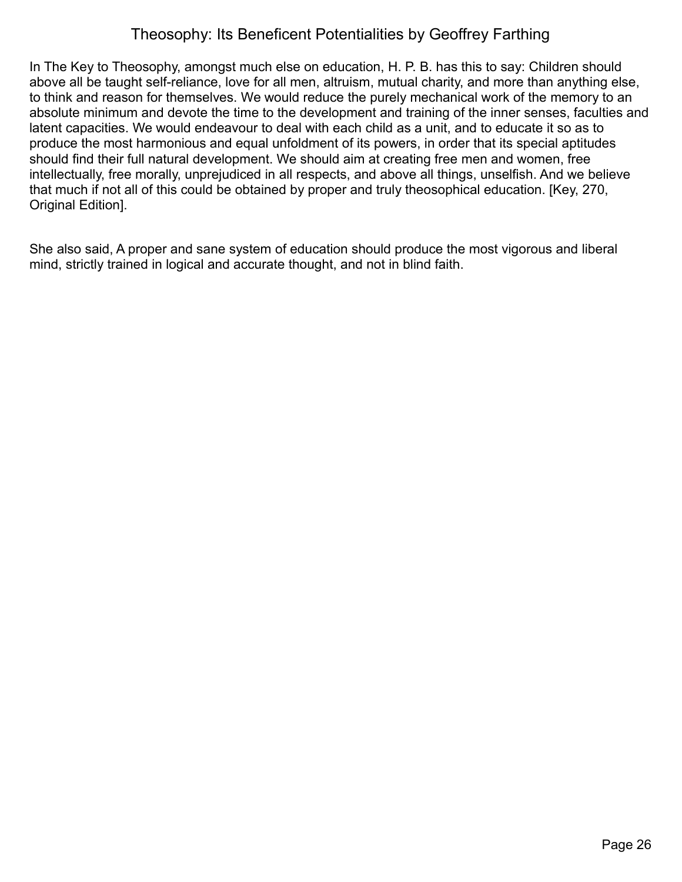In The Key to Theosophy, amongst much else on education, H. P. B. has this to say: Children should above all be taught self-reliance, love for all men, altruism, mutual charity, and more than anything else, to think and reason for themselves. We would reduce the purely mechanical work of the memory to an absolute minimum and devote the time to the development and training of the inner senses, faculties and latent capacities. We would endeavour to deal with each child as a unit, and to educate it so as to produce the most harmonious and equal unfoldment of its powers, in order that its special aptitudes should find their full natural development. We should aim at creating free men and women, free intellectually, free morally, unprejudiced in all respects, and above all things, unselfish. And we believe that much if not all of this could be obtained by proper and truly theosophical education. [Key, 270, Original Edition].

She also said, A proper and sane system of education should produce the most vigorous and liberal mind, strictly trained in logical and accurate thought, and not in blind faith.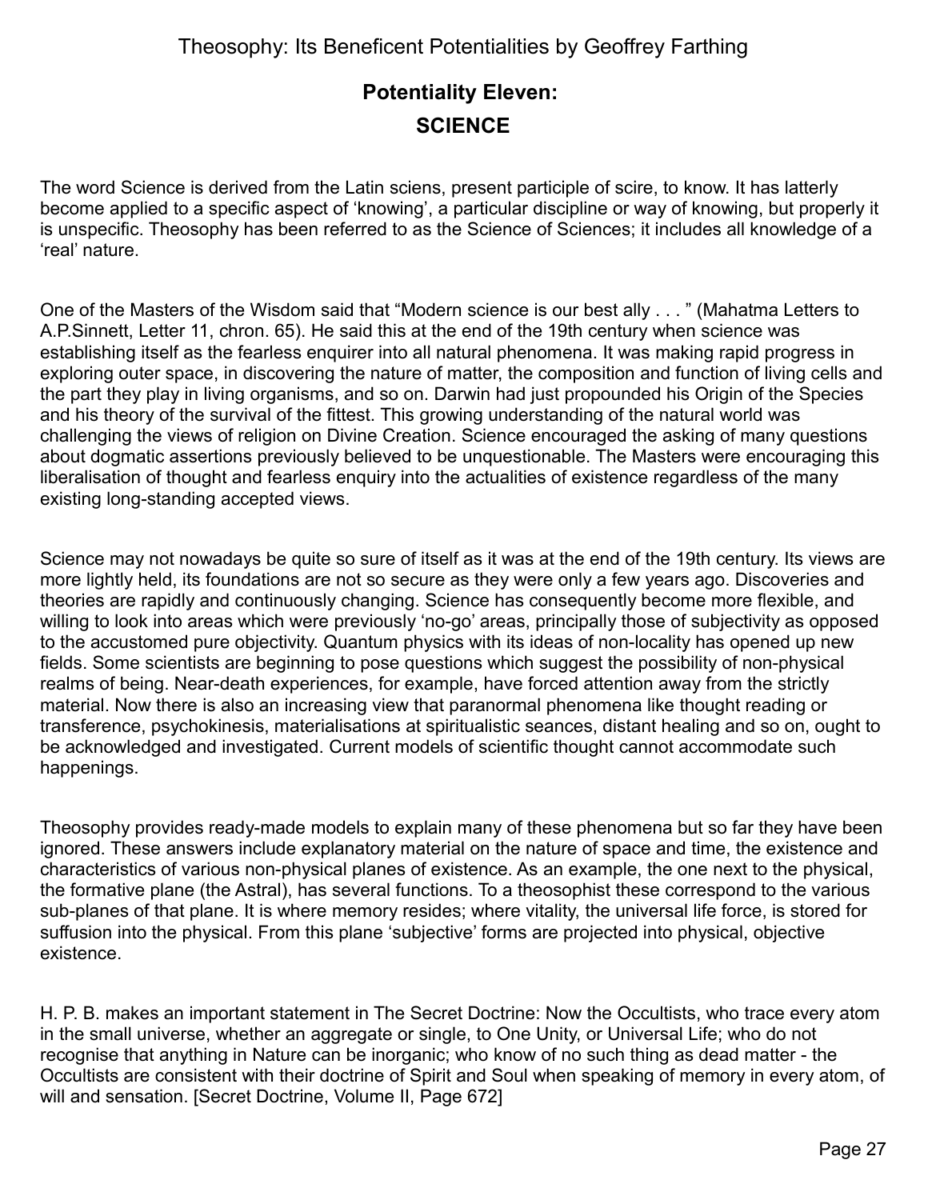## Potentiality Eleven:
## SCIENCE

The word Science is derived from the Latin sciens, present participle of scire, to know. It has latterly become applied to a specific aspect of 'knowing', a particular discipline or way of knowing, but properly it is unspecific. Theosophy has been referred to as the Science of Sciences; it includes all knowledge of a 'real' nature.

One of the Masters of the Wisdom said that "Modern science is our best ally . . . " (Mahatma Letters to A.P.Sinnett, Letter 11, chron. 65). He said this at the end of the 19th century when science was establishing itself as the fearless enquirer into all natural phenomena. It was making rapid progress in exploring outer space, in discovering the nature of matter, the composition and function of living cells and the part they play in living organisms, and so on. Darwin had just propounded his Origin of the Species and his theory of the survival of the fittest. This growing understanding of the natural world was challenging the views of religion on Divine Creation. Science encouraged the asking of many questions about dogmatic assertions previously believed to be unquestionable. The Masters were encouraging this liberalisation of thought and fearless enquiry into the actualities of existence regardless of the many existing long-standing accepted views.

Science may not nowadays be quite so sure of itself as it was at the end of the 19th century. Its views are more lightly held, its foundations are not so secure as they were only a few years ago. Discoveries and theories are rapidly and continuously changing. Science has consequently become more flexible, and willing to look into areas which were previously 'no-go' areas, principally those of subjectivity as opposed to the accustomed pure objectivity. Quantum physics with its ideas of non-locality has opened up new fields. Some scientists are beginning to pose questions which suggest the possibility of non-physical realms of being. Near-death experiences, for example, have forced attention away from the strictly material. Now there is also an increasing view that paranormal phenomena like thought reading or transference, psychokinesis, materialisations at spiritualistic seances, distant healing and so on, ought to be acknowledged and investigated. Current models of scientific thought cannot accommodate such happenings.

Theosophy provides ready-made models to explain many of these phenomena but so far they have been ignored. These answers include explanatory material on the nature of space and time, the existence and characteristics of various non-physical planes of existence. As an example, the one next to the physical, the formative plane (the Astral), has several functions. To a theosophist these correspond to the various sub-planes of that plane. It is where memory resides; where vitality, the universal life force, is stored for suffusion into the physical. From this plane 'subjective' forms are projected into physical, objective existence.

H. P. B. makes an important statement in The Secret Doctrine: Now the Occultists, who trace every atom in the small universe, whether an aggregate or single, to One Unity, or Universal Life; who do not recognise that anything in Nature can be inorganic; who know of no such thing as dead matter - the Occultists are consistent with their doctrine of Spirit and Soul when speaking of memory in every atom, of will and sensation. [Secret Doctrine, Volume II, Page 672]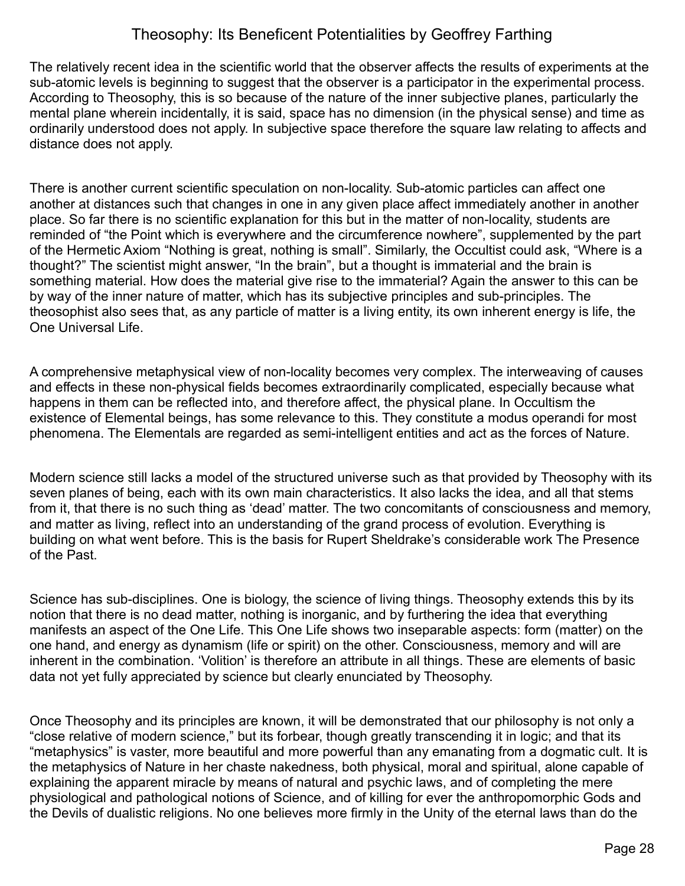The relatively recent idea in the scientific world that the observer affects the results of experiments at the sub-atomic levels is beginning to suggest that the observer is a participator in the experimental process. According to Theosophy, this is so because of the nature of the inner subjective planes, particularly the mental plane wherein incidentally, it is said, space has no dimension (in the physical sense) and time as ordinarily understood does not apply. In subjective space therefore the square law relating to affects and distance does not apply.

There is another current scientific speculation on non-locality. Sub-atomic particles can affect one another at distances such that changes in one in any given place affect immediately another in another place. So far there is no scientific explanation for this but in the matter of non-locality, students are reminded of "the Point which is everywhere and the circumference nowhere", supplemented by the part of the Hermetic Axiom "Nothing is great, nothing is small". Similarly, the Occultist could ask, "Where is a thought?" The scientist might answer, "In the brain", but a thought is immaterial and the brain is something material. How does the material give rise to the immaterial? Again the answer to this can be by way of the inner nature of matter, which has its subjective principles and sub-principles. The theosophist also sees that, as any particle of matter is a living entity, its own inherent energy is life, the One Universal Life.

A comprehensive metaphysical view of non-locality becomes very complex. The interweaving of causes and effects in these non-physical fields becomes extraordinarily complicated, especially because what happens in them can be reflected into, and therefore affect, the physical plane. In Occultism the existence of Elemental beings, has some relevance to this. They constitute a modus operandi for most phenomena. The Elementals are regarded as semi-intelligent entities and act as the forces of Nature.

Modern science still lacks a model of the structured universe such as that provided by Theosophy with its seven planes of being, each with its own main characteristics. It also lacks the idea, and all that stems from it, that there is no such thing as 'dead' matter. The two concomitants of consciousness and memory, and matter as living, reflect into an understanding of the grand process of evolution. Everything is building on what went before. This is the basis for Rupert Sheldrake's considerable work The Presence of the Past.

Science has sub-disciplines. One is biology, the science of living things. Theosophy extends this by its notion that there is no dead matter, nothing is inorganic, and by furthering the idea that everything manifests an aspect of the One Life. This One Life shows two inseparable aspects: form (matter) on the one hand, and energy as dynamism (life or spirit) on the other. Consciousness, memory and will are inherent in the combination. 'Volition' is therefore an attribute in all things. These are elements of basic data not yet fully appreciated by science but clearly enunciated by Theosophy.

Once Theosophy and its principles are known, it will be demonstrated that our philosophy is not only a "close relative of modern science," but its forbear, though greatly transcending it in logic; and that its "metaphysics" is vaster, more beautiful and more powerful than any emanating from a dogmatic cult. It is the metaphysics of Nature in her chaste nakedness, both physical, moral and spiritual, alone capable of explaining the apparent miracle by means of natural and psychic laws, and of completing the mere physiological and pathological notions of Science, and of killing for ever the anthropomorphic Gods and the Devils of dualistic religions. No one believes more firmly in the Unity of the eternal laws than do the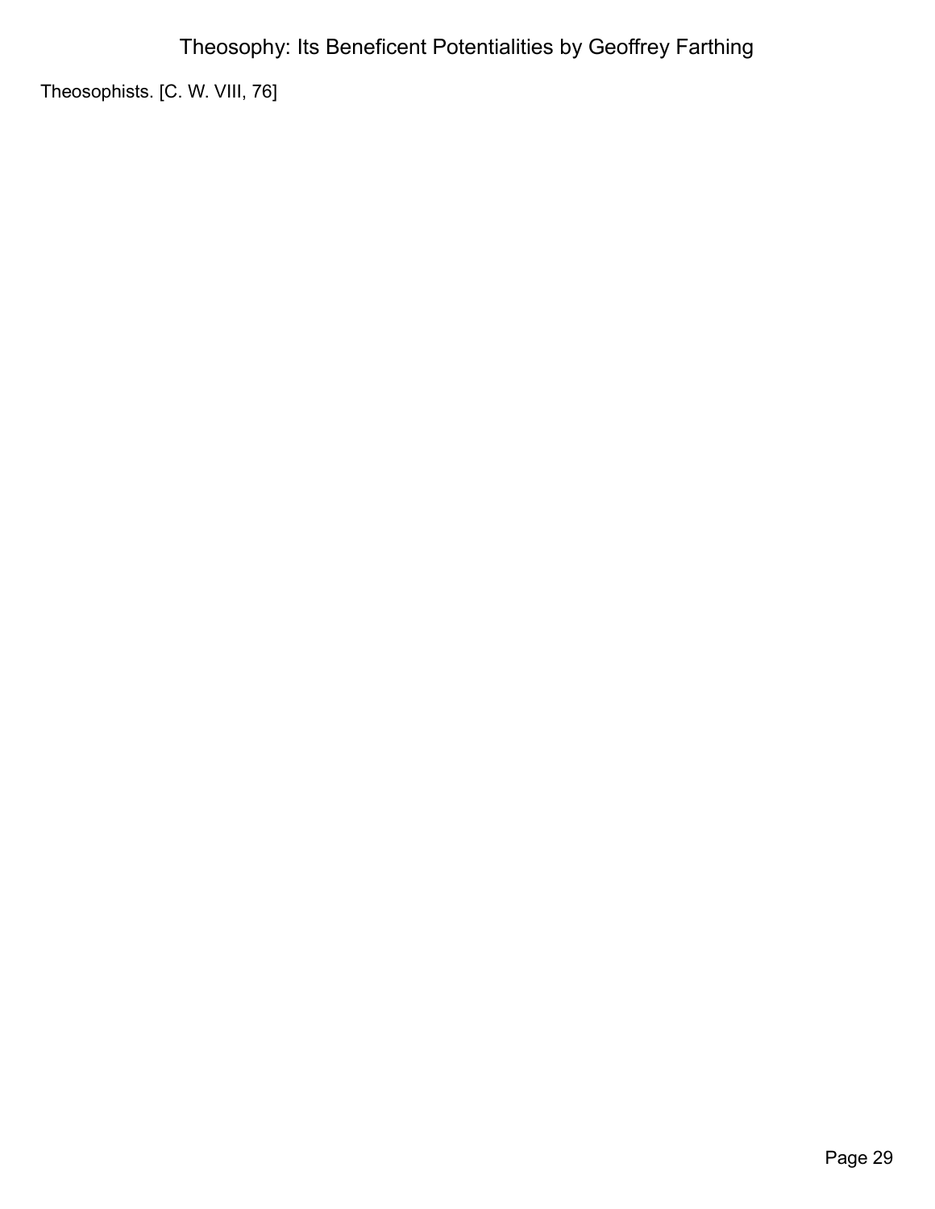Theosophists. [C. W. VIII, 76]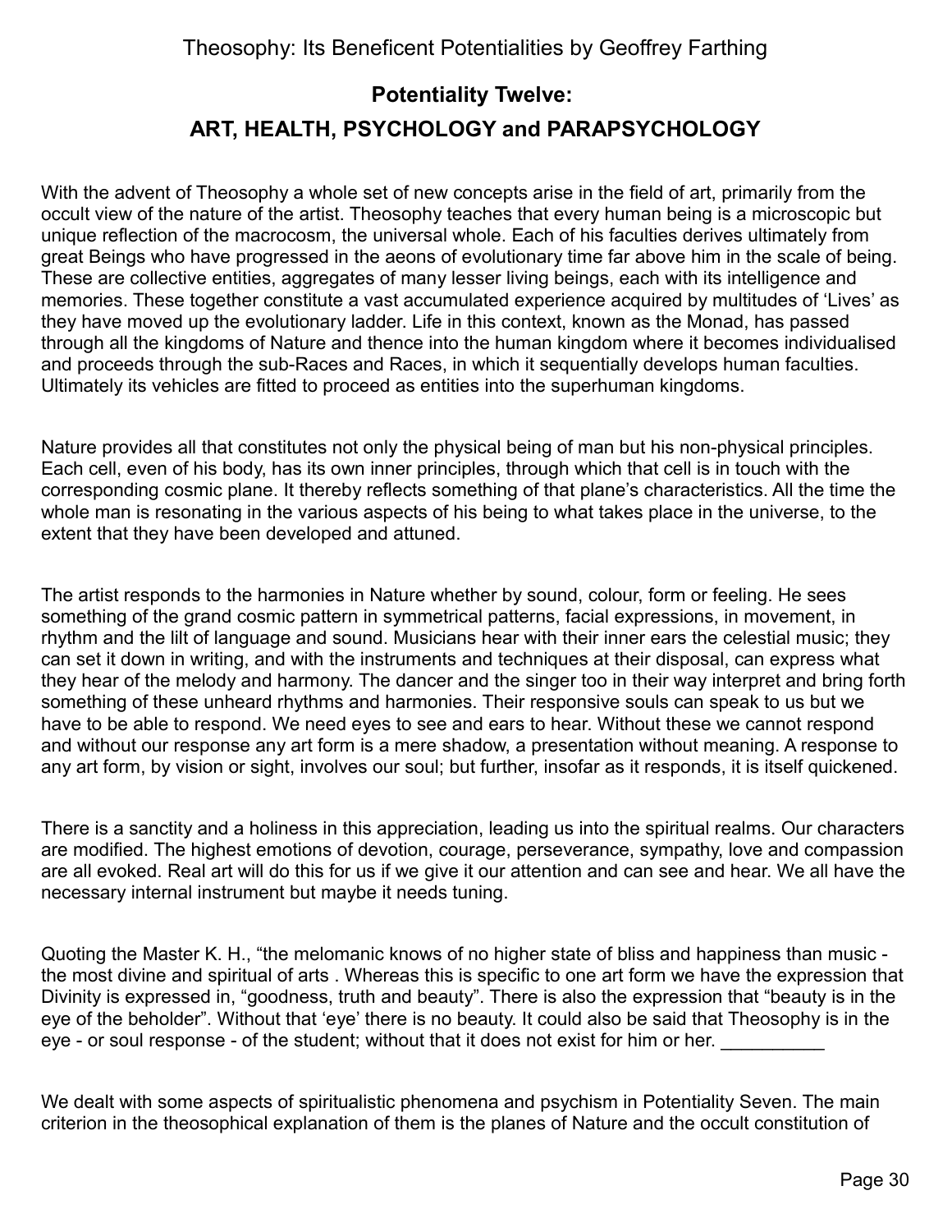## Potentiality Twelve:

## ART, HEALTH, PSYCHOLOGY and PARAPSYCHOLOGY

With the advent of Theosophy a whole set of new concepts arise in the field of art, primarily from the occult view of the nature of the artist. Theosophy teaches that every human being is a microscopic but unique reflection of the macrocosm, the universal whole. Each of his faculties derives ultimately from great Beings who have progressed in the aeons of evolutionary time far above him in the scale of being. These are collective entities, aggregates of many lesser living beings, each with its intelligence and memories. These together constitute a vast accumulated experience acquired by multitudes of 'Lives' as they have moved up the evolutionary ladder. Life in this context, known as the Monad, has passed through all the kingdoms of Nature and thence into the human kingdom where it becomes individualised and proceeds through the sub-Races and Races, in which it sequentially develops human faculties. Ultimately its vehicles are fitted to proceed as entities into the superhuman kingdoms.

Nature provides all that constitutes not only the physical being of man but his non-physical principles. Each cell, even of his body, has its own inner principles, through which that cell is in touch with the corresponding cosmic plane. It thereby reflects something of that plane's characteristics. All the time the whole man is resonating in the various aspects of his being to what takes place in the universe, to the extent that they have been developed and attuned.

The artist responds to the harmonies in Nature whether by sound, colour, form or feeling. He sees something of the grand cosmic pattern in symmetrical patterns, facial expressions, in movement, in rhythm and the lilt of language and sound. Musicians hear with their inner ears the celestial music; they can set it down in writing, and with the instruments and techniques at their disposal, can express what they hear of the melody and harmony. The dancer and the singer too in their way interpret and bring forth something of these unheard rhythms and harmonies. Their responsive souls can speak to us but we have to be able to respond. We need eyes to see and ears to hear. Without these we cannot respond and without our response any art form is a mere shadow, a presentation without meaning. A response to any art form, by vision or sight, involves our soul; but further, insofar as it responds, it is itself quickened.

There is a sanctity and a holiness in this appreciation, leading us into the spiritual realms. Our characters are modified. The highest emotions of devotion, courage, perseverance, sympathy, love and compassion are all evoked. Real art will do this for us if we give it our attention and can see and hear. We all have the necessary internal instrument but maybe it needs tuning.

Quoting the Master K. H., "the melomanic knows of no higher state of bliss and happiness than music - the most divine and spiritual of arts . Whereas this is specific to one art form we have the expression that Divinity is expressed in, "goodness, truth and beauty". There is also the expression that "beauty is in the eye of the beholder". Without that 'eye' there is no beauty. It could also be said that Theosophy is in the eye - or soul response - of the student; without that it does not exist for him or her. __________

We dealt with some aspects of spiritualistic phenomena and psychism in Potentiality Seven. The main criterion in the theosophical explanation of them is the planes of Nature and the occult constitution of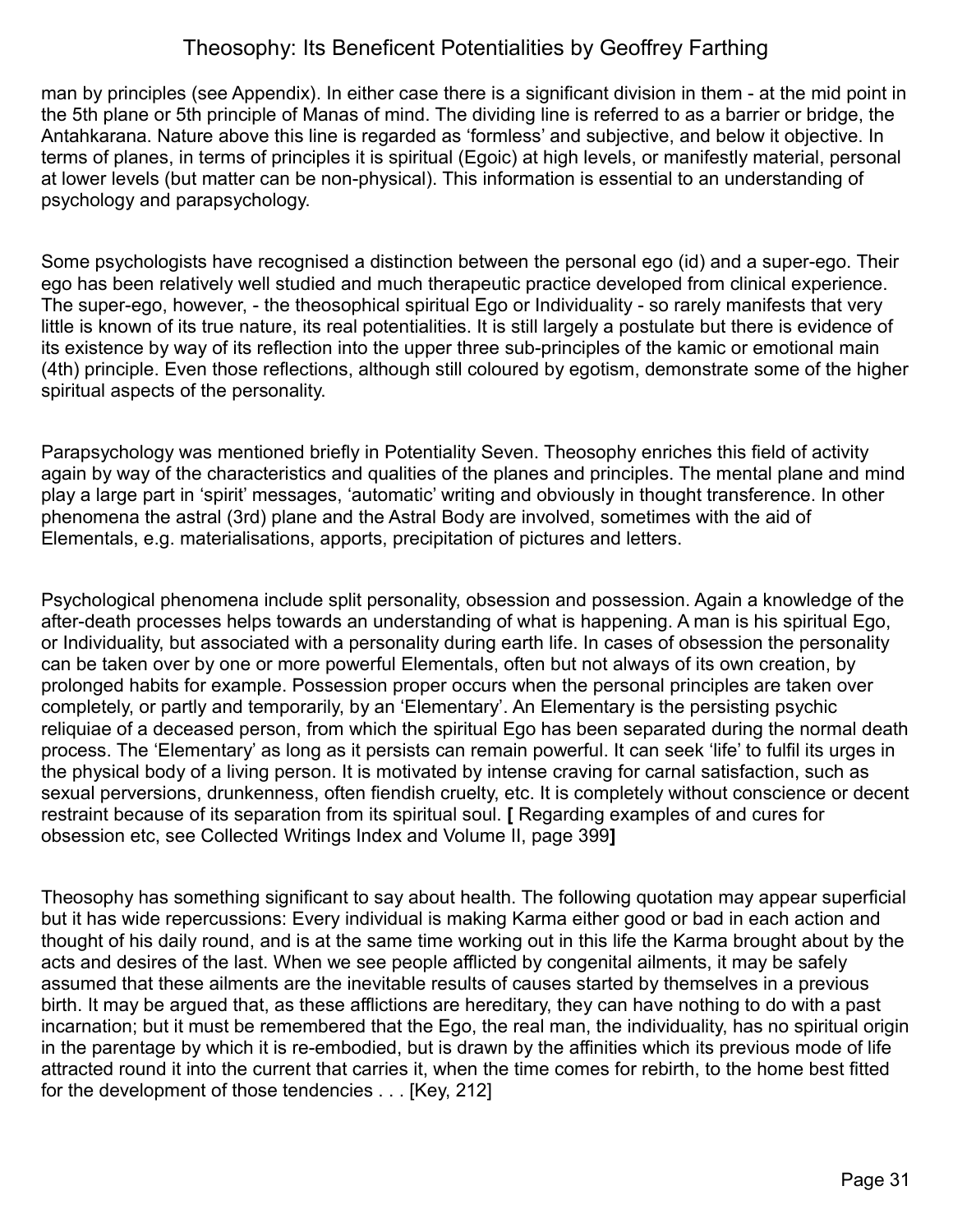man by principles (see Appendix). In either case there is a significant division in them - at the mid point in the 5th plane or 5th principle of Manas of mind. The dividing line is referred to as a barrier or bridge, the Antahkarana. Nature above this line is regarded as 'formless' and subjective, and below it objective. In terms of planes, in terms of principles it is spiritual (Egoic) at high levels, or manifestly material, personal at lower levels (but matter can be non-physical). This information is essential to an understanding of psychology and parapsychology.

Some psychologists have recognised a distinction between the personal ego (id) and a super-ego. Their ego has been relatively well studied and much therapeutic practice developed from clinical experience. The super-ego, however, - the theosophical spiritual Ego or Individuality - so rarely manifests that very little is known of its true nature, its real potentialities. It is still largely a postulate but there is evidence of its existence by way of its reflection into the upper three sub-principles of the kamic or emotional main (4th) principle. Even those reflections, although still coloured by egotism, demonstrate some of the higher spiritual aspects of the personality.

Parapsychology was mentioned briefly in Potentiality Seven. Theosophy enriches this field of activity again by way of the characteristics and qualities of the planes and principles. The mental plane and mind play a large part in 'spirit' messages, 'automatic' writing and obviously in thought transference. In other phenomena the astral (3rd) plane and the Astral Body are involved, sometimes with the aid of Elementals, e.g. materialisations, apports, precipitation of pictures and letters.

Psychological phenomena include split personality, obsession and possession. Again a knowledge of the after-death processes helps towards an understanding of what is happening. A man is his spiritual Ego, or Individuality, but associated with a personality during earth life. In cases of obsession the personality can be taken over by one or more powerful Elementals, often but not always of its own creation, by prolonged habits for example. Possession proper occurs when the personal principles are taken over completely, or partly and temporarily, by an 'Elementary'. An Elementary is the persisting psychic reliquiae of a deceased person, from which the spiritual Ego has been separated during the normal death process. The 'Elementary' as long as it persists can remain powerful. It can seek 'life' to fulfil its urges in the physical body of a living person. It is motivated by intense craving for carnal satisfaction, such as sexual perversions, drunkenness, often fiendish cruelty, etc. It is completely without conscience or decent restraint because of its separation from its spiritual soul. **[** Regarding examples of and cures for obsession etc, see Collected Writings Index and Volume II, page 399**]**

Theosophy has something significant to say about health. The following quotation may appear superficial but it has wide repercussions: Every individual is making Karma either good or bad in each action and thought of his daily round, and is at the same time working out in this life the Karma brought about by the acts and desires of the last. When we see people afflicted by congenital ailments, it may be safely assumed that these ailments are the inevitable results of causes started by themselves in a previous birth. It may be argued that, as these afflictions are hereditary, they can have nothing to do with a past incarnation; but it must be remembered that the Ego, the real man, the individuality, has no spiritual origin in the parentage by which it is re-embodied, but is drawn by the affinities which its previous mode of life attracted round it into the current that carries it, when the time comes for rebirth, to the home best fitted for the development of those tendencies . . . [Key, 212]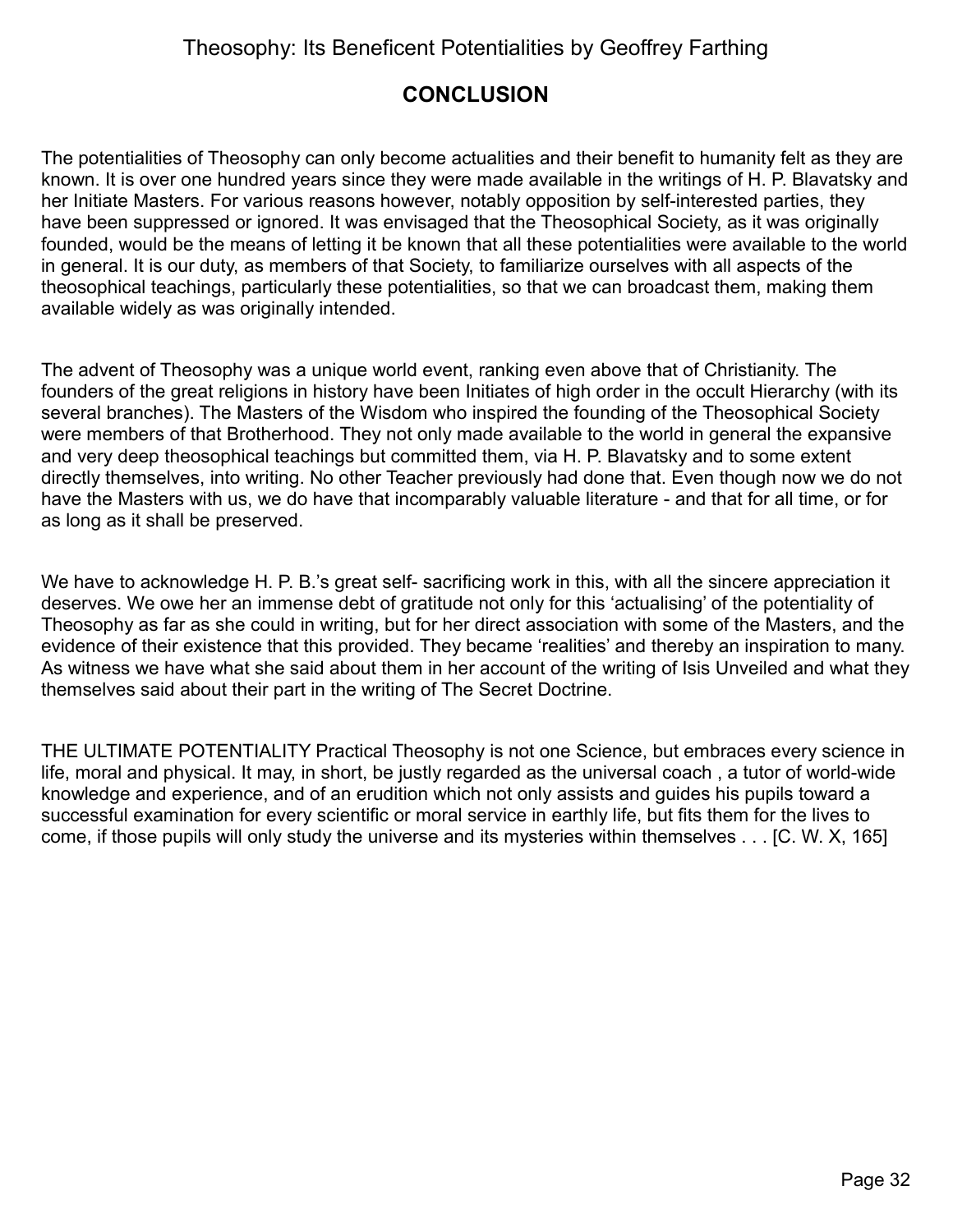## CONCLUSION

The potentialities of Theosophy can only become actualities and their benefit to humanity felt as they are known. It is over one hundred years since they were made available in the writings of H. P. Blavatsky and her Initiate Masters. For various reasons however, notably opposition by self-interested parties, they have been suppressed or ignored. It was envisaged that the Theosophical Society, as it was originally founded, would be the means of letting it be known that all these potentialities were available to the world in general. It is our duty, as members of that Society, to familiarize ourselves with all aspects of the theosophical teachings, particularly these potentialities, so that we can broadcast them, making them available widely as was originally intended.

The advent of Theosophy was a unique world event, ranking even above that of Christianity. The founders of the great religions in history have been Initiates of high order in the occult Hierarchy (with its several branches). The Masters of the Wisdom who inspired the founding of the Theosophical Society were members of that Brotherhood. They not only made available to the world in general the expansive and very deep theosophical teachings but committed them, via H. P. Blavatsky and to some extent directly themselves, into writing. No other Teacher previously had done that. Even though now we do not have the Masters with us, we do have that incomparably valuable literature - and that for all time, or for as long as it shall be preserved.

We have to acknowledge H. P. B.'s great self- sacrificing work in this, with all the sincere appreciation it deserves. We owe her an immense debt of gratitude not only for this 'actualising' of the potentiality of Theosophy as far as she could in writing, but for her direct association with some of the Masters, and the evidence of their existence that this provided. They became 'realities' and thereby an inspiration to many. As witness we have what she said about them in her account of the writing of Isis Unveiled and what they themselves said about their part in the writing of The Secret Doctrine.

THE ULTIMATE POTENTIALITY Practical Theosophy is not one Science, but embraces every science in life, moral and physical. It may, in short, be justly regarded as the universal coach , a tutor of world-wide knowledge and experience, and of an erudition which not only assists and guides his pupils toward a successful examination for every scientific or moral service in earthly life, but fits them for the lives to come, if those pupils will only study the universe and its mysteries within themselves . . . [C. W. X, 165]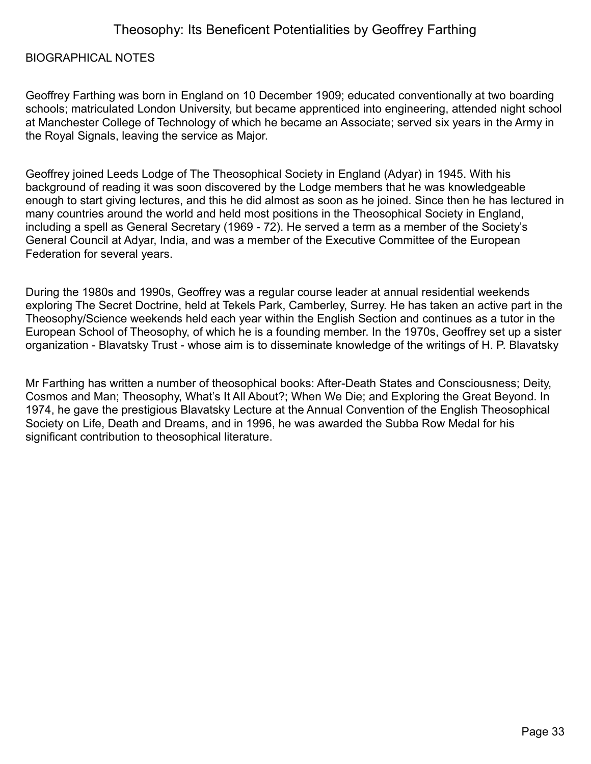## BIOGRAPHICAL NOTES

Geoffrey Farthing was born in England on 10 December 1909; educated conventionally at two boarding schools; matriculated London University, but became apprenticed into engineering, attended night school at Manchester College of Technology of which he became an Associate; served six years in the Army in the Royal Signals, leaving the service as Major.

Geoffrey joined Leeds Lodge of The Theosophical Society in England (Adyar) in 1945. With his background of reading it was soon discovered by the Lodge members that he was knowledgeable enough to start giving lectures, and this he did almost as soon as he joined. Since then he has lectured in many countries around the world and held most positions in the Theosophical Society in England, including a spell as General Secretary (1969 - 72). He served a term as a member of the Society's General Council at Adyar, India, and was a member of the Executive Committee of the European Federation for several years.

During the 1980s and 1990s, Geoffrey was a regular course leader at annual residential weekends exploring The Secret Doctrine, held at Tekels Park, Camberley, Surrey. He has taken an active part in the Theosophy/Science weekends held each year within the English Section and continues as a tutor in the European School of Theosophy, of which he is a founding member. In the 1970s, Geoffrey set up a sister organization - Blavatsky Trust - whose aim is to disseminate knowledge of the writings of H. P. Blavatsky

Mr Farthing has written a number of theosophical books: After-Death States and Consciousness; Deity, Cosmos and Man; Theosophy, What's It All About?; When We Die; and Exploring the Great Beyond. In 1974, he gave the prestigious Blavatsky Lecture at the Annual Convention of the English Theosophical Society on Life, Death and Dreams, and in 1996, he was awarded the Subba Row Medal for his significant contribution to theosophical literature.